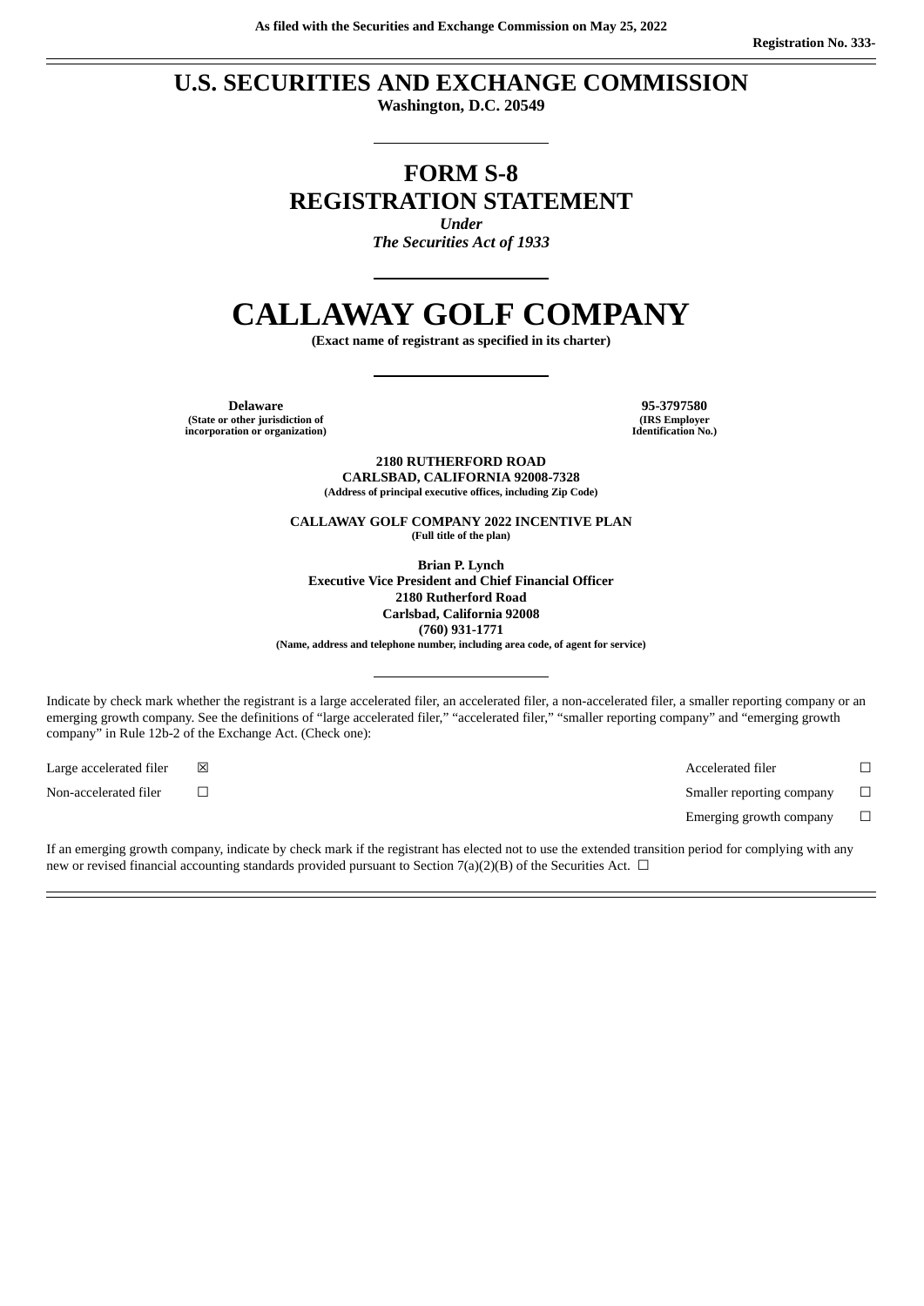As filed with the Securities and Exchange Commission on May 25, 2022

Registration No. 333-

# U.S. SECURITIES AND EXCHANGE COMMISSION

**Washington, D.C. 20549**

---

# FORM S-8
# REGISTRATION STATEMENT

*Under*
*The Securities Act of 1933*

---

# CALLAWAY GOLF COMPANY

**(Exact name of registrant as specified in its charter)**

---

| **Delaware** | **95-3797580** |
|---|---|
| (State or other jurisdiction of incorporation or organization) | (IRS Employer Identification No.) |

**2180 RUTHERFORD ROAD**
**CARLSBAD, CALIFORNIA 92008-7328**
(Address of principal executive offices, including Zip Code)

**CALLAWAY GOLF COMPANY 2022 INCENTIVE PLAN**
(Full title of the plan)

**Brian P. Lynch**
**Executive Vice President and Chief Financial Officer**
**2180 Rutherford Road**
**Carlsbad, California 92008**
**(760) 931-1771**
(Name, address and telephone number, including area code, of agent for service)

---

Indicate by check mark whether the registrant is a large accelerated filer, an accelerated filer, a non-accelerated filer, a smaller reporting company or an emerging growth company. See the definitions of "large accelerated filer," "accelerated filer," "smaller reporting company" and "emerging growth company" in Rule 12b-2 of the Exchange Act. (Check one):

| | | | |
|---|---|---|---|
| Large accelerated filer | ☒ | Accelerated filer | ☐ |
| Non-accelerated filer | ☐ | Smaller reporting company | ☐ |
| | | Emerging growth company | ☐ |

If an emerging growth company, indicate by check mark if the registrant has elected not to use the extended transition period for complying with any new or revised financial accounting standards provided pursuant to Section 7(a)(2)(B) of the Securities Act. ☐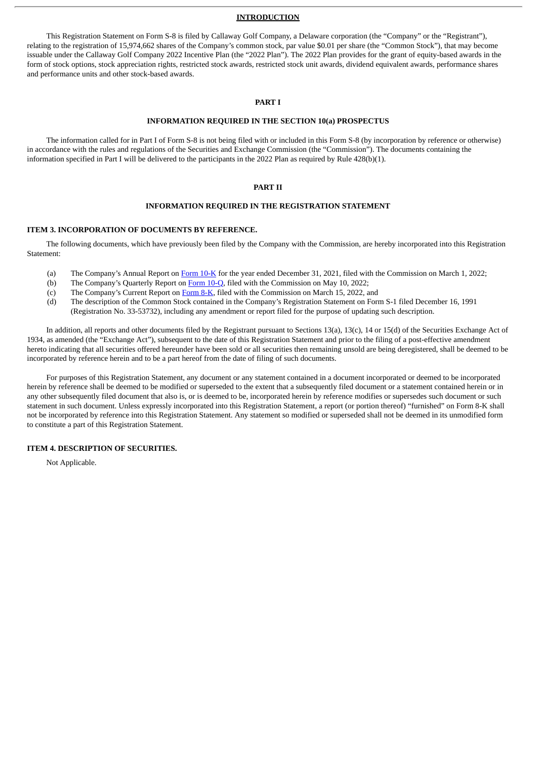## INTRODUCTION

This Registration Statement on Form S-8 is filed by Callaway Golf Company, a Delaware corporation (the "Company" or the "Registrant"), relating to the registration of 15,974,662 shares of the Company's common stock, par value $0.01 per share (the "Common Stock"), that may become issuable under the Callaway Golf Company 2022 Incentive Plan (the "2022 Plan"). The 2022 Plan provides for the grant of equity-based awards in the form of stock options, stock appreciation rights, restricted stock awards, restricted stock unit awards, dividend equivalent awards, performance shares and performance units and other stock-based awards.

## PART I

### INFORMATION REQUIRED IN THE SECTION 10(a) PROSPECTUS

The information called for in Part I of Form S-8 is not being filed with or included in this Form S-8 (by incorporation by reference or otherwise) in accordance with the rules and regulations of the Securities and Exchange Commission (the "Commission"). The documents containing the information specified in Part I will be delivered to the participants in the 2022 Plan as required by Rule 428(b)(1).

## PART II

### INFORMATION REQUIRED IN THE REGISTRATION STATEMENT

### ITEM 3. INCORPORATION OF DOCUMENTS BY REFERENCE.

The following documents, which have previously been filed by the Company with the Commission, are hereby incorporated into this Registration Statement:

(a) The Company's Annual Report on Form 10-K for the year ended December 31, 2021, filed with the Commission on March 1, 2022;

(b) The Company's Quarterly Report on Form 10-Q, filed with the Commission on May 10, 2022;

(c) The Company's Current Report on Form 8-K, filed with the Commission on March 15, 2022, and

(d) The description of the Common Stock contained in the Company's Registration Statement on Form S-1 filed December 16, 1991 (Registration No. 33-53732), including any amendment or report filed for the purpose of updating such description.

In addition, all reports and other documents filed by the Registrant pursuant to Sections 13(a), 13(c), 14 or 15(d) of the Securities Exchange Act of 1934, as amended (the "Exchange Act"), subsequent to the date of this Registration Statement and prior to the filing of a post-effective amendment hereto indicating that all securities offered hereunder have been sold or all securities then remaining unsold are being deregistered, shall be deemed to be incorporated by reference herein and to be a part hereof from the date of filing of such documents.

For purposes of this Registration Statement, any document or any statement contained in a document incorporated or deemed to be incorporated herein by reference shall be deemed to be modified or superseded to the extent that a subsequently filed document or a statement contained herein or in any other subsequently filed document that also is, or is deemed to be, incorporated herein by reference modifies or supersedes such document or such statement in such document. Unless expressly incorporated into this Registration Statement, a report (or portion thereof) "furnished" on Form 8-K shall not be incorporated by reference into this Registration Statement. Any statement so modified or superseded shall not be deemed in its unmodified form to constitute a part of this Registration Statement.

### ITEM 4. DESCRIPTION OF SECURITIES.

Not Applicable.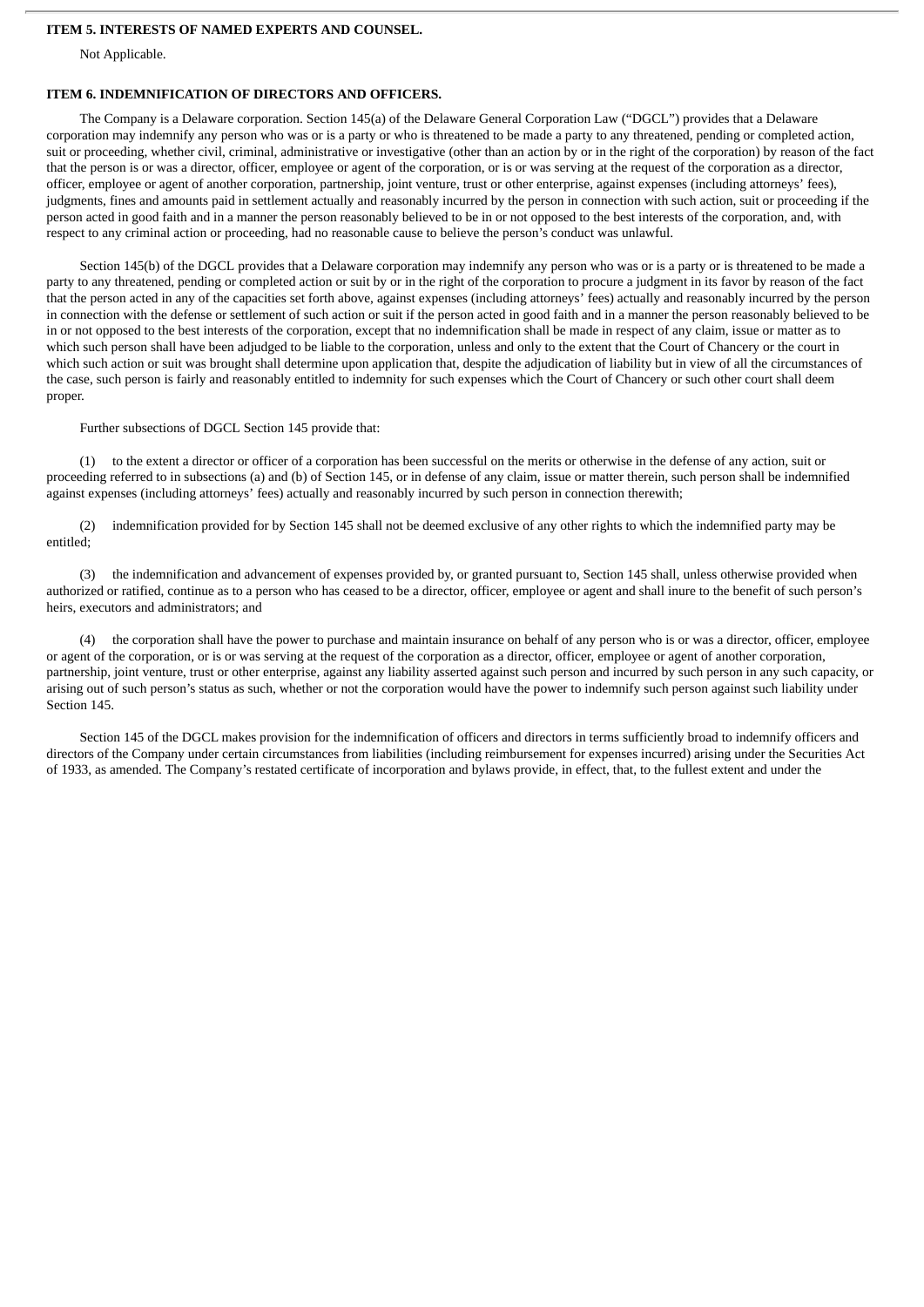**ITEM 5. INTERESTS OF NAMED EXPERTS AND COUNSEL.**

Not Applicable.

**ITEM 6. INDEMNIFICATION OF DIRECTORS AND OFFICERS.**

The Company is a Delaware corporation. Section 145(a) of the Delaware General Corporation Law ("DGCL") provides that a Delaware corporation may indemnify any person who was or is a party or who is threatened to be made a party to any threatened, pending or completed action, suit or proceeding, whether civil, criminal, administrative or investigative (other than an action by or in the right of the corporation) by reason of the fact that the person is or was a director, officer, employee or agent of the corporation, or is or was serving at the request of the corporation as a director, officer, employee or agent of another corporation, partnership, joint venture, trust or other enterprise, against expenses (including attorneys' fees), judgments, fines and amounts paid in settlement actually and reasonably incurred by the person in connection with such action, suit or proceeding if the person acted in good faith and in a manner the person reasonably believed to be in or not opposed to the best interests of the corporation, and, with respect to any criminal action or proceeding, had no reasonable cause to believe the person's conduct was unlawful.

Section 145(b) of the DGCL provides that a Delaware corporation may indemnify any person who was or is a party or is threatened to be made a party to any threatened, pending or completed action or suit by or in the right of the corporation to procure a judgment in its favor by reason of the fact that the person acted in any of the capacities set forth above, against expenses (including attorneys' fees) actually and reasonably incurred by the person in connection with the defense or settlement of such action or suit if the person acted in good faith and in a manner the person reasonably believed to be in or not opposed to the best interests of the corporation, except that no indemnification shall be made in respect of any claim, issue or matter as to which such person shall have been adjudged to be liable to the corporation, unless and only to the extent that the Court of Chancery or the court in which such action or suit was brought shall determine upon application that, despite the adjudication of liability but in view of all the circumstances of the case, such person is fairly and reasonably entitled to indemnity for such expenses which the Court of Chancery or such other court shall deem proper.

Further subsections of DGCL Section 145 provide that:

(1) to the extent a director or officer of a corporation has been successful on the merits or otherwise in the defense of any action, suit or proceeding referred to in subsections (a) and (b) of Section 145, or in defense of any claim, issue or matter therein, such person shall be indemnified against expenses (including attorneys' fees) actually and reasonably incurred by such person in connection therewith;

(2) indemnification provided for by Section 145 shall not be deemed exclusive of any other rights to which the indemnified party may be entitled;

(3) the indemnification and advancement of expenses provided by, or granted pursuant to, Section 145 shall, unless otherwise provided when authorized or ratified, continue as to a person who has ceased to be a director, officer, employee or agent and shall inure to the benefit of such person's heirs, executors and administrators; and

(4) the corporation shall have the power to purchase and maintain insurance on behalf of any person who is or was a director, officer, employee or agent of the corporation, or is or was serving at the request of the corporation as a director, officer, employee or agent of another corporation, partnership, joint venture, trust or other enterprise, against any liability asserted against such person and incurred by such person in any such capacity, or arising out of such person's status as such, whether or not the corporation would have the power to indemnify such person against such liability under Section 145.

Section 145 of the DGCL makes provision for the indemnification of officers and directors in terms sufficiently broad to indemnify officers and directors of the Company under certain circumstances from liabilities (including reimbursement for expenses incurred) arising under the Securities Act of 1933, as amended. The Company's restated certificate of incorporation and bylaws provide, in effect, that, to the fullest extent and under the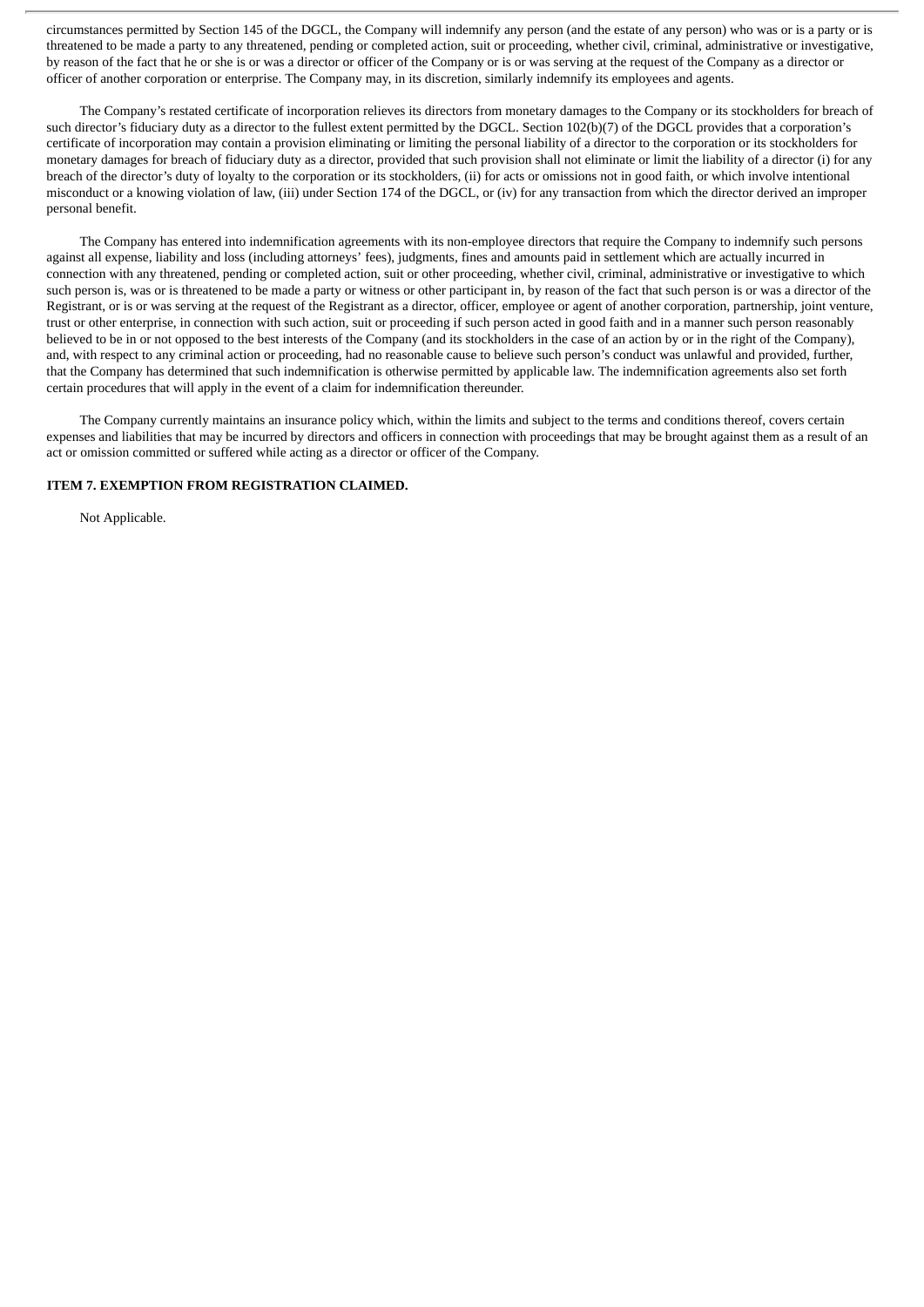circumstances permitted by Section 145 of the DGCL, the Company will indemnify any person (and the estate of any person) who was or is a party or is threatened to be made a party to any threatened, pending or completed action, suit or proceeding, whether civil, criminal, administrative or investigative, by reason of the fact that he or she is or was a director or officer of the Company or is or was serving at the request of the Company as a director or officer of another corporation or enterprise. The Company may, in its discretion, similarly indemnify its employees and agents.

The Company's restated certificate of incorporation relieves its directors from monetary damages to the Company or its stockholders for breach of such director's fiduciary duty as a director to the fullest extent permitted by the DGCL. Section 102(b)(7) of the DGCL provides that a corporation's certificate of incorporation may contain a provision eliminating or limiting the personal liability of a director to the corporation or its stockholders for monetary damages for breach of fiduciary duty as a director, provided that such provision shall not eliminate or limit the liability of a director (i) for any breach of the director's duty of loyalty to the corporation or its stockholders, (ii) for acts or omissions not in good faith, or which involve intentional misconduct or a knowing violation of law, (iii) under Section 174 of the DGCL, or (iv) for any transaction from which the director derived an improper personal benefit.

The Company has entered into indemnification agreements with its non-employee directors that require the Company to indemnify such persons against all expense, liability and loss (including attorneys' fees), judgments, fines and amounts paid in settlement which are actually incurred in connection with any threatened, pending or completed action, suit or other proceeding, whether civil, criminal, administrative or investigative to which such person is, was or is threatened to be made a party or witness or other participant in, by reason of the fact that such person is or was a director of the Registrant, or is or was serving at the request of the Registrant as a director, officer, employee or agent of another corporation, partnership, joint venture, trust or other enterprise, in connection with such action, suit or proceeding if such person acted in good faith and in a manner such person reasonably believed to be in or not opposed to the best interests of the Company (and its stockholders in the case of an action by or in the right of the Company), and, with respect to any criminal action or proceeding, had no reasonable cause to believe such person's conduct was unlawful and provided, further, that the Company has determined that such indemnification is otherwise permitted by applicable law. The indemnification agreements also set forth certain procedures that will apply in the event of a claim for indemnification thereunder.

The Company currently maintains an insurance policy which, within the limits and subject to the terms and conditions thereof, covers certain expenses and liabilities that may be incurred by directors and officers in connection with proceedings that may be brought against them as a result of an act or omission committed or suffered while acting as a director or officer of the Company.

**ITEM 7. EXEMPTION FROM REGISTRATION CLAIMED.**

Not Applicable.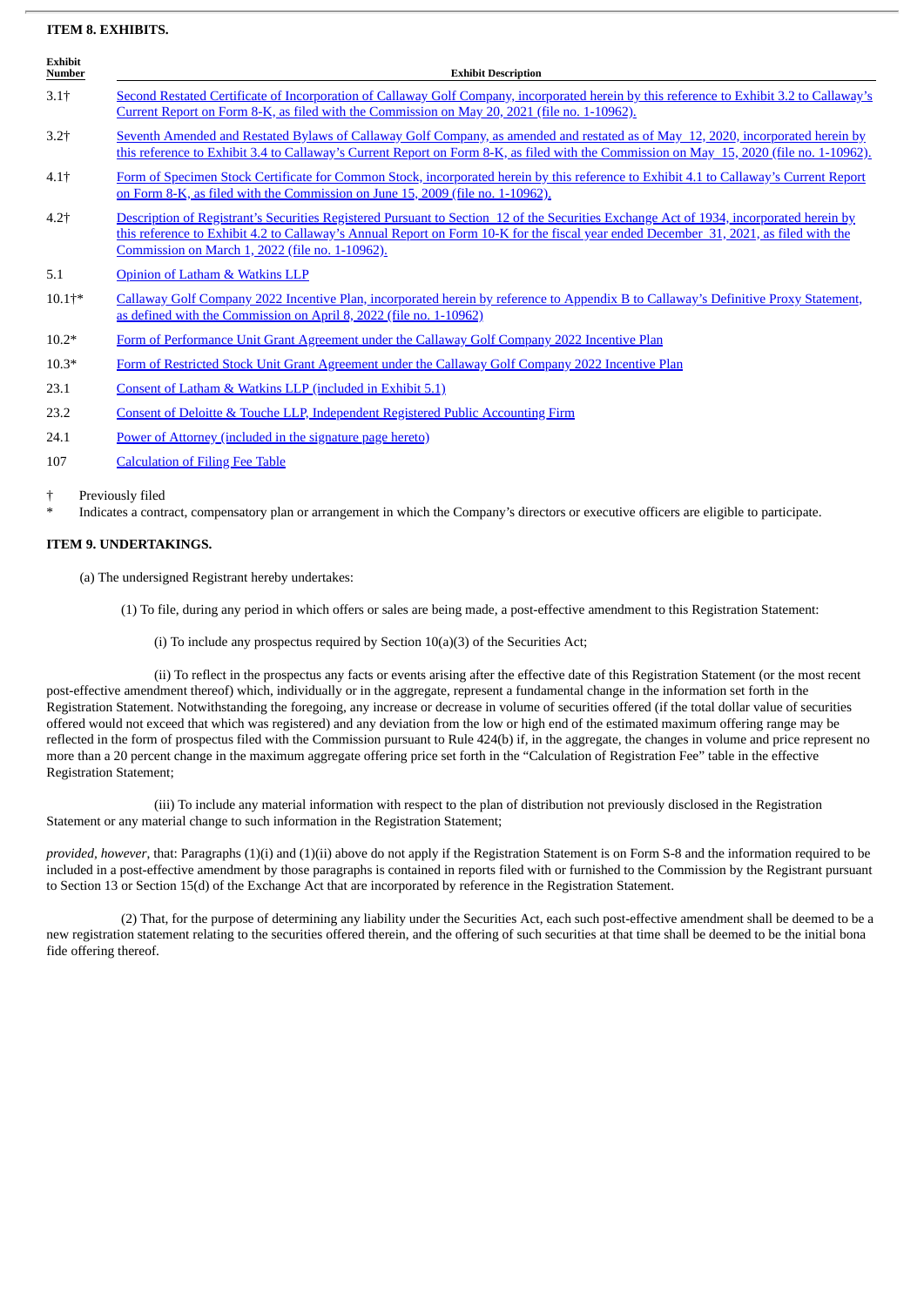## ITEM 8. EXHIBITS.

| Exhibit Number | Exhibit Description |
|---|---|
| 3.1† | Second Restated Certificate of Incorporation of Callaway Golf Company, incorporated herein by this reference to Exhibit 3.2 to Callaway's Current Report on Form 8-K, as filed with the Commission on May 20, 2021 (file no. 1-10962). |
| 3.2† | Seventh Amended and Restated Bylaws of Callaway Golf Company, as amended and restated as of May 12, 2020, incorporated herein by this reference to Exhibit 3.4 to Callaway's Current Report on Form 8-K, as filed with the Commission on May 15, 2020 (file no. 1-10962). |
| 4.1† | Form of Specimen Stock Certificate for Common Stock, incorporated herein by this reference to Exhibit 4.1 to Callaway's Current Report on Form 8-K, as filed with the Commission on June 15, 2009 (file no. 1-10962). |
| 4.2† | Description of Registrant's Securities Registered Pursuant to Section 12 of the Securities Exchange Act of 1934, incorporated herein by this reference to Exhibit 4.2 to Callaway's Annual Report on Form 10-K for the fiscal year ended December 31, 2021, as filed with the Commission on March 1, 2022 (file no. 1-10962). |
| 5.1 | Opinion of Latham & Watkins LLP |
| 10.1†* | Callaway Golf Company 2022 Incentive Plan, incorporated herein by reference to Appendix B to Callaway's Definitive Proxy Statement, as defined with the Commission on April 8, 2022 (file no. 1-10962) |
| 10.2* | Form of Performance Unit Grant Agreement under the Callaway Golf Company 2022 Incentive Plan |
| 10.3* | Form of Restricted Stock Unit Grant Agreement under the Callaway Golf Company 2022 Incentive Plan |
| 23.1 | Consent of Latham & Watkins LLP (included in Exhibit 5.1) |
| 23.2 | Consent of Deloitte & Touche LLP, Independent Registered Public Accounting Firm |
| 24.1 | Power of Attorney (included in the signature page hereto) |
| 107 | Calculation of Filing Fee Table |

† Previously filed

* Indicates a contract, compensatory plan or arrangement in which the Company's directors or executive officers are eligible to participate.

## ITEM 9. UNDERTAKINGS.

(a) The undersigned Registrant hereby undertakes:

(1) To file, during any period in which offers or sales are being made, a post-effective amendment to this Registration Statement:

(i) To include any prospectus required by Section 10(a)(3) of the Securities Act;

(ii) To reflect in the prospectus any facts or events arising after the effective date of this Registration Statement (or the most recent post-effective amendment thereof) which, individually or in the aggregate, represent a fundamental change in the information set forth in the Registration Statement. Notwithstanding the foregoing, any increase or decrease in volume of securities offered (if the total dollar value of securities offered would not exceed that which was registered) and any deviation from the low or high end of the estimated maximum offering range may be reflected in the form of prospectus filed with the Commission pursuant to Rule 424(b) if, in the aggregate, the changes in volume and price represent no more than a 20 percent change in the maximum aggregate offering price set forth in the "Calculation of Registration Fee" table in the effective Registration Statement;

(iii) To include any material information with respect to the plan of distribution not previously disclosed in the Registration Statement or any material change to such information in the Registration Statement;

*provided, however*, that: Paragraphs (1)(i) and (1)(ii) above do not apply if the Registration Statement is on Form S-8 and the information required to be included in a post-effective amendment by those paragraphs is contained in reports filed with or furnished to the Commission by the Registrant pursuant to Section 13 or Section 15(d) of the Exchange Act that are incorporated by reference in the Registration Statement.

(2) That, for the purpose of determining any liability under the Securities Act, each such post-effective amendment shall be deemed to be a new registration statement relating to the securities offered therein, and the offering of such securities at that time shall be deemed to be the initial bona fide offering thereof.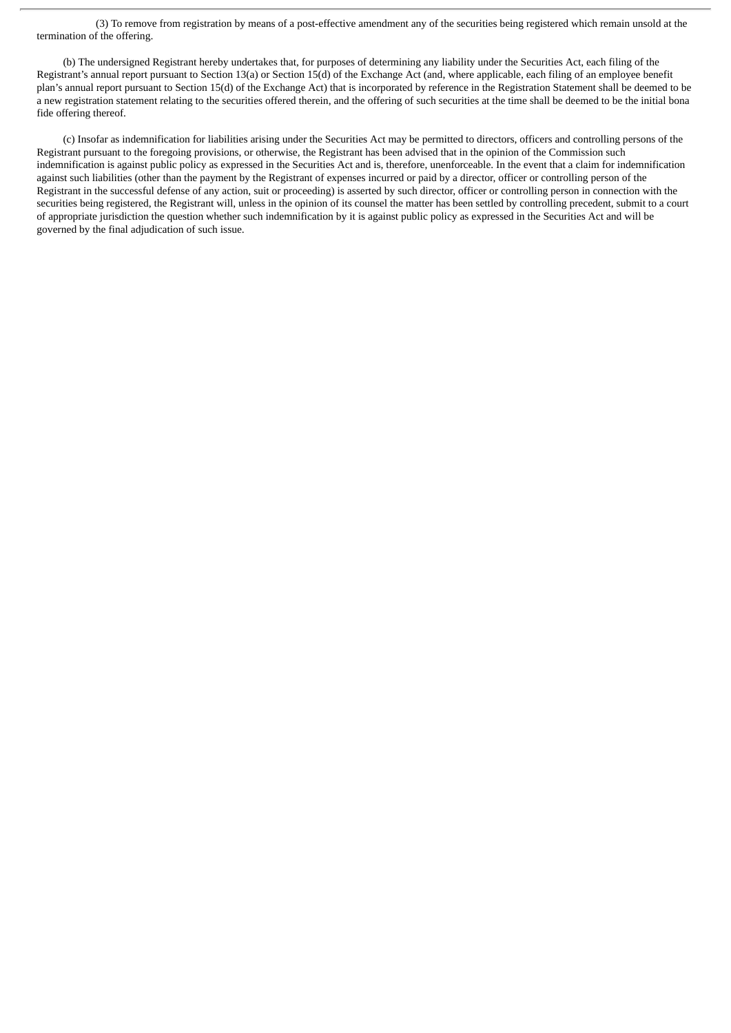(3) To remove from registration by means of a post-effective amendment any of the securities being registered which remain unsold at the termination of the offering.

(b) The undersigned Registrant hereby undertakes that, for purposes of determining any liability under the Securities Act, each filing of the Registrant's annual report pursuant to Section 13(a) or Section 15(d) of the Exchange Act (and, where applicable, each filing of an employee benefit plan's annual report pursuant to Section 15(d) of the Exchange Act) that is incorporated by reference in the Registration Statement shall be deemed to be a new registration statement relating to the securities offered therein, and the offering of such securities at the time shall be deemed to be the initial bona fide offering thereof.

(c) Insofar as indemnification for liabilities arising under the Securities Act may be permitted to directors, officers and controlling persons of the Registrant pursuant to the foregoing provisions, or otherwise, the Registrant has been advised that in the opinion of the Commission such indemnification is against public policy as expressed in the Securities Act and is, therefore, unenforceable. In the event that a claim for indemnification against such liabilities (other than the payment by the Registrant of expenses incurred or paid by a director, officer or controlling person of the Registrant in the successful defense of any action, suit or proceeding) is asserted by such director, officer or controlling person in connection with the securities being registered, the Registrant will, unless in the opinion of its counsel the matter has been settled by controlling precedent, submit to a court of appropriate jurisdiction the question whether such indemnification by it is against public policy as expressed in the Securities Act and will be governed by the final adjudication of such issue.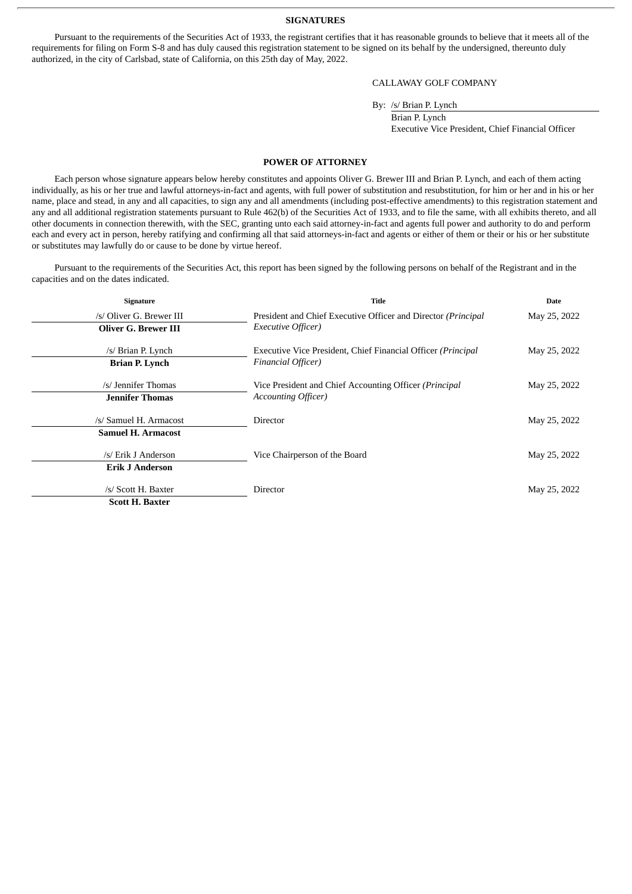## SIGNATURES

Pursuant to the requirements of the Securities Act of 1933, the registrant certifies that it has reasonable grounds to believe that it meets all of the requirements for filing on Form S-8 and has duly caused this registration statement to be signed on its behalf by the undersigned, thereunto duly authorized, in the city of Carlsbad, state of California, on this 25th day of May, 2022.

CALLAWAY GOLF COMPANY

By: /s/ Brian P. Lynch
Brian P. Lynch
Executive Vice President, Chief Financial Officer

## POWER OF ATTORNEY

Each person whose signature appears below hereby constitutes and appoints Oliver G. Brewer III and Brian P. Lynch, and each of them acting individually, as his or her true and lawful attorneys-in-fact and agents, with full power of substitution and resubstitution, for him or her and in his or her name, place and stead, in any and all capacities, to sign any and all amendments (including post-effective amendments) to this registration statement and any and all additional registration statements pursuant to Rule 462(b) of the Securities Act of 1933, and to file the same, with all exhibits thereto, and all other documents in connection therewith, with the SEC, granting unto each said attorney-in-fact and agents full power and authority to do and perform each and every act in person, hereby ratifying and confirming all that said attorneys-in-fact and agents or either of them or their or his or her substitute or substitutes may lawfully do or cause to be done by virtue hereof.

Pursuant to the requirements of the Securities Act, this report has been signed by the following persons on behalf of the Registrant and in the capacities and on the dates indicated.

| Signature | Title | Date |
|---|---|---|
| /s/ Oliver G. Brewer III<br>**Oliver G. Brewer III** | President and Chief Executive Officer and Director *(Principal Executive Officer)* | May 25, 2022 |
| /s/ Brian P. Lynch<br>**Brian P. Lynch** | Executive Vice President, Chief Financial Officer *(Principal Financial Officer)* | May 25, 2022 |
| /s/ Jennifer Thomas<br>**Jennifer Thomas** | Vice President and Chief Accounting Officer *(Principal Accounting Officer)* | May 25, 2022 |
| /s/ Samuel H. Armacost<br>**Samuel H. Armacost** | Director | May 25, 2022 |
| /s/ Erik J Anderson<br>**Erik J Anderson** | Vice Chairperson of the Board | May 25, 2022 |
| /s/ Scott H. Baxter<br>**Scott H. Baxter** | Director | May 25, 2022 |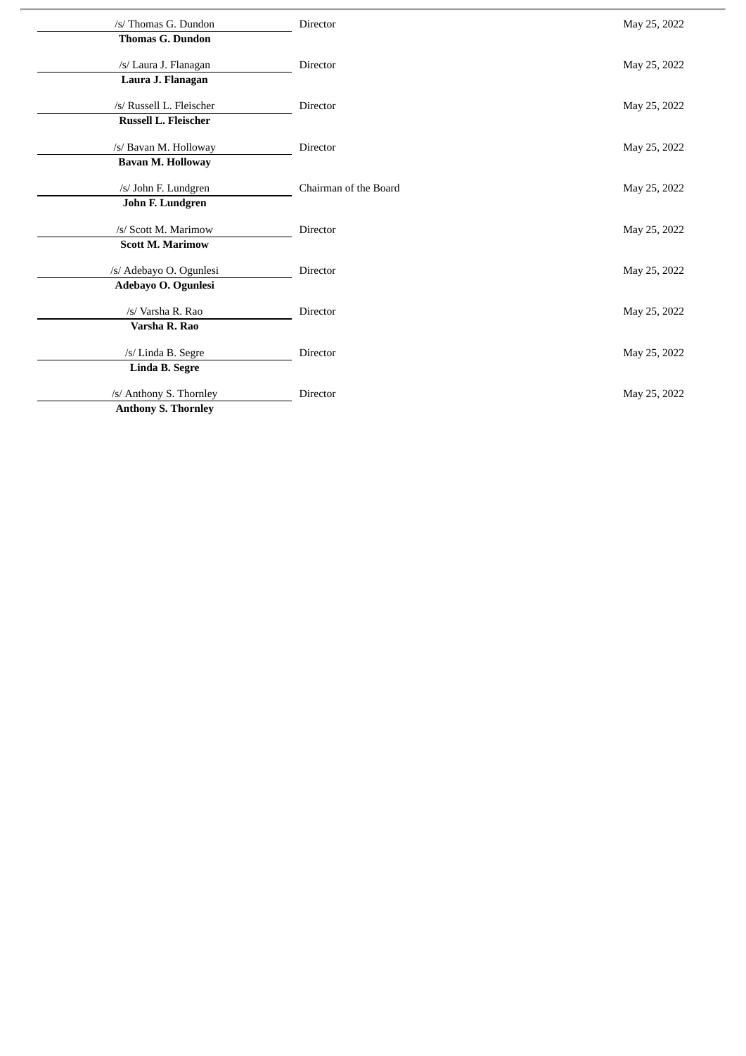| Signature | Title | Date |
| --- | --- | --- |
| /s/ Thomas G. Dundon<br>**Thomas G. Dundon** | Director | May 25, 2022 |
| /s/ Laura J. Flanagan<br>**Laura J. Flanagan** | Director | May 25, 2022 |
| /s/ Russell L. Fleischer<br>**Russell L. Fleischer** | Director | May 25, 2022 |
| /s/ Bavan M. Holloway<br>**Bavan M. Holloway** | Director | May 25, 2022 |
| /s/ John F. Lundgren<br>**John F. Lundgren** | Chairman of the Board | May 25, 2022 |
| /s/ Scott M. Marimow<br>**Scott M. Marimow** | Director | May 25, 2022 |
| /s/ Adebayo O. Ogunlesi<br>**Adebayo O. Ogunlesi** | Director | May 25, 2022 |
| /s/ Varsha R. Rao<br>**Varsha R. Rao** | Director | May 25, 2022 |
| /s/ Linda B. Segre<br>**Linda B. Segre** | Director | May 25, 2022 |
| /s/ Anthony S. Thornley<br>**Anthony S. Thornley** | Director | May 25, 2022 |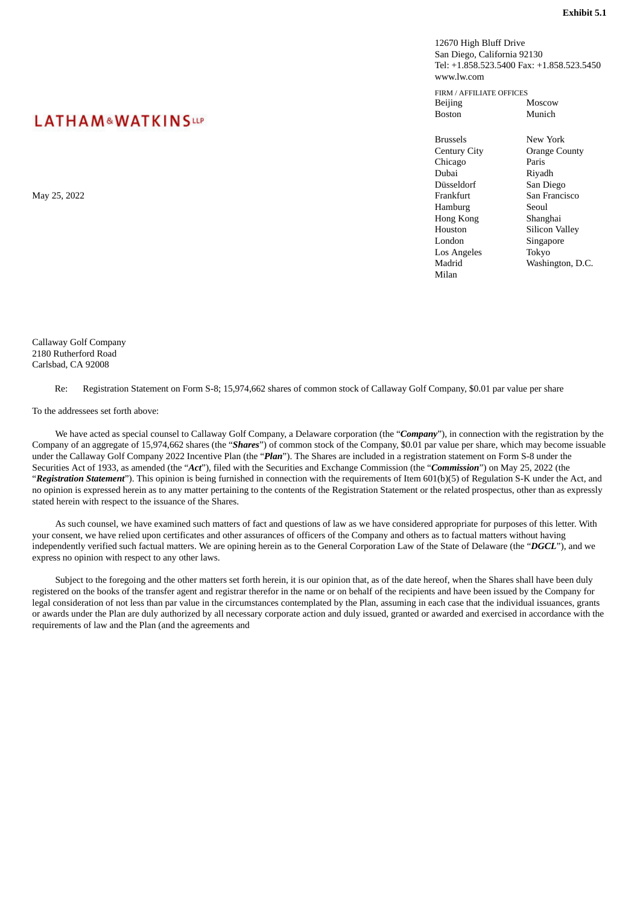**Exhibit 5.1**

12670 High Bluff Drive
San Diego, California 92130
Tel: +1.858.523.5400 Fax: +1.858.523.5450
www.lw.com

**LATHAM & WATKINS LLP**

FIRM / AFFILIATE OFFICES

| | |
|---|---|
| Beijing | Moscow |
| Boston | Munich |
| Brussels | New York |
| Century City | Orange County |
| Chicago | Paris |
| Dubai | Riyadh |
| Düsseldorf | San Diego |
| Frankfurt | San Francisco |
| Hamburg | Seoul |
| Hong Kong | Shanghai |
| Houston | Silicon Valley |
| London | Singapore |
| Los Angeles | Tokyo |
| Madrid | Washington, D.C. |
| Milan | |

May 25, 2022

Callaway Golf Company
2180 Rutherford Road
Carlsbad, CA 92008

Re: Registration Statement on Form S-8; 15,974,662 shares of common stock of Callaway Golf Company, $0.01 par value per share

To the addressees set forth above:

We have acted as special counsel to Callaway Golf Company, a Delaware corporation (the "***Company***"), in connection with the registration by the Company of an aggregate of 15,974,662 shares (the "***Shares***") of common stock of the Company, $0.01 par value per share, which may become issuable under the Callaway Golf Company 2022 Incentive Plan (the "***Plan***"). The Shares are included in a registration statement on Form S-8 under the Securities Act of 1933, as amended (the "***Act***"), filed with the Securities and Exchange Commission (the "***Commission***") on May 25, 2022 (the "***Registration Statement***"). This opinion is being furnished in connection with the requirements of Item 601(b)(5) of Regulation S-K under the Act, and no opinion is expressed herein as to any matter pertaining to the contents of the Registration Statement or the related prospectus, other than as expressly stated herein with respect to the issuance of the Shares.

As such counsel, we have examined such matters of fact and questions of law as we have considered appropriate for purposes of this letter. With your consent, we have relied upon certificates and other assurances of officers of the Company and others as to factual matters without having independently verified such factual matters. We are opining herein as to the General Corporation Law of the State of Delaware (the "***DGCL***"), and we express no opinion with respect to any other laws.

Subject to the foregoing and the other matters set forth herein, it is our opinion that, as of the date hereof, when the Shares shall have been duly registered on the books of the transfer agent and registrar therefor in the name or on behalf of the recipients and have been issued by the Company for legal consideration of not less than par value in the circumstances contemplated by the Plan, assuming in each case that the individual issuances, grants or awards under the Plan are duly authorized by all necessary corporate action and duly issued, granted or awarded and exercised in accordance with the requirements of law and the Plan (and the agreements and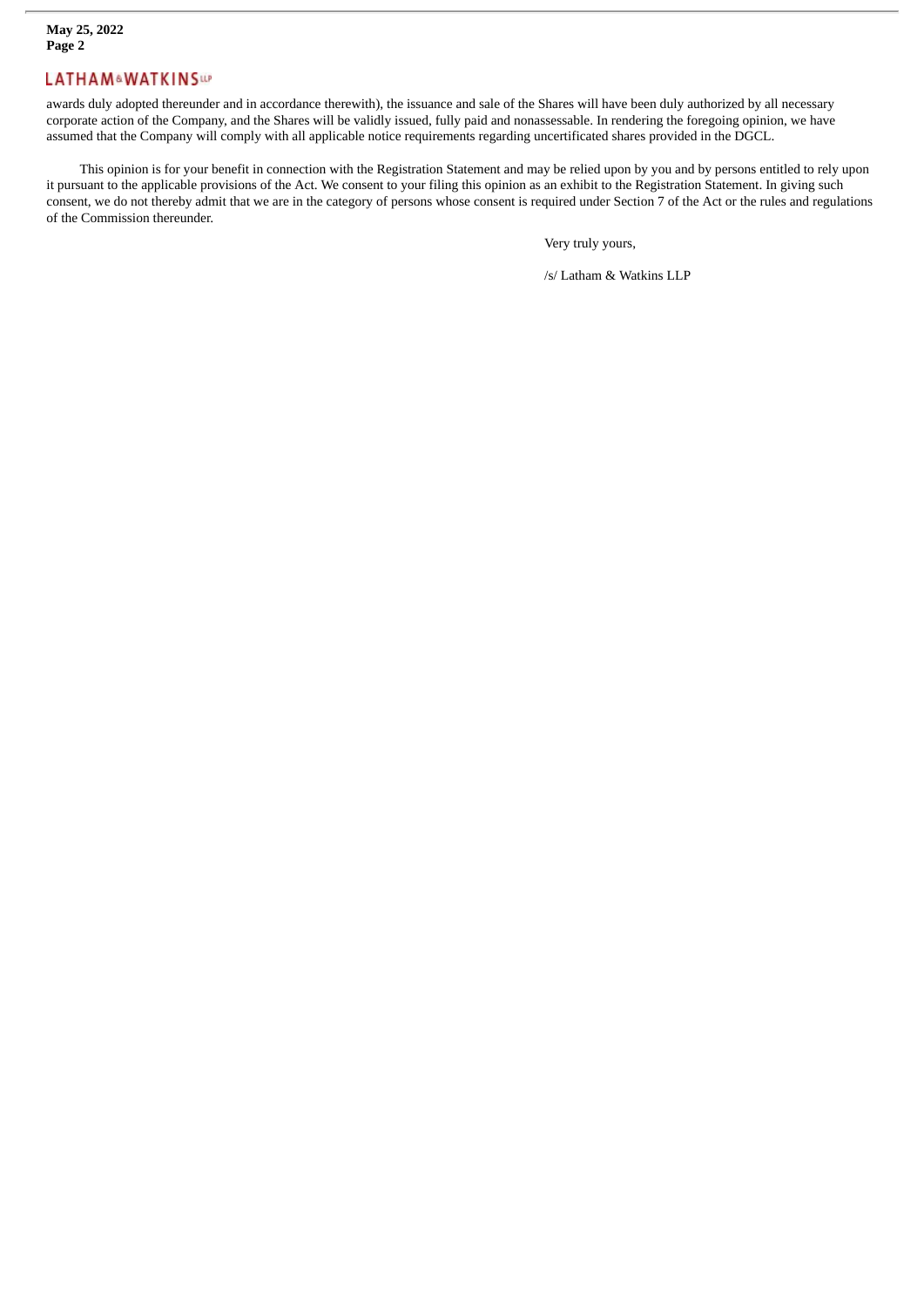awards duly adopted thereunder and in accordance therewith), the issuance and sale of the Shares will have been duly authorized by all necessary corporate action of the Company, and the Shares will be validly issued, fully paid and nonassessable. In rendering the foregoing opinion, we have assumed that the Company will comply with all applicable notice requirements regarding uncertificated shares provided in the DGCL.

This opinion is for your benefit in connection with the Registration Statement and may be relied upon by you and by persons entitled to rely upon it pursuant to the applicable provisions of the Act. We consent to your filing this opinion as an exhibit to the Registration Statement. In giving such consent, we do not thereby admit that we are in the category of persons whose consent is required under Section 7 of the Act or the rules and regulations of the Commission thereunder.

Very truly yours,

/s/ Latham & Watkins LLP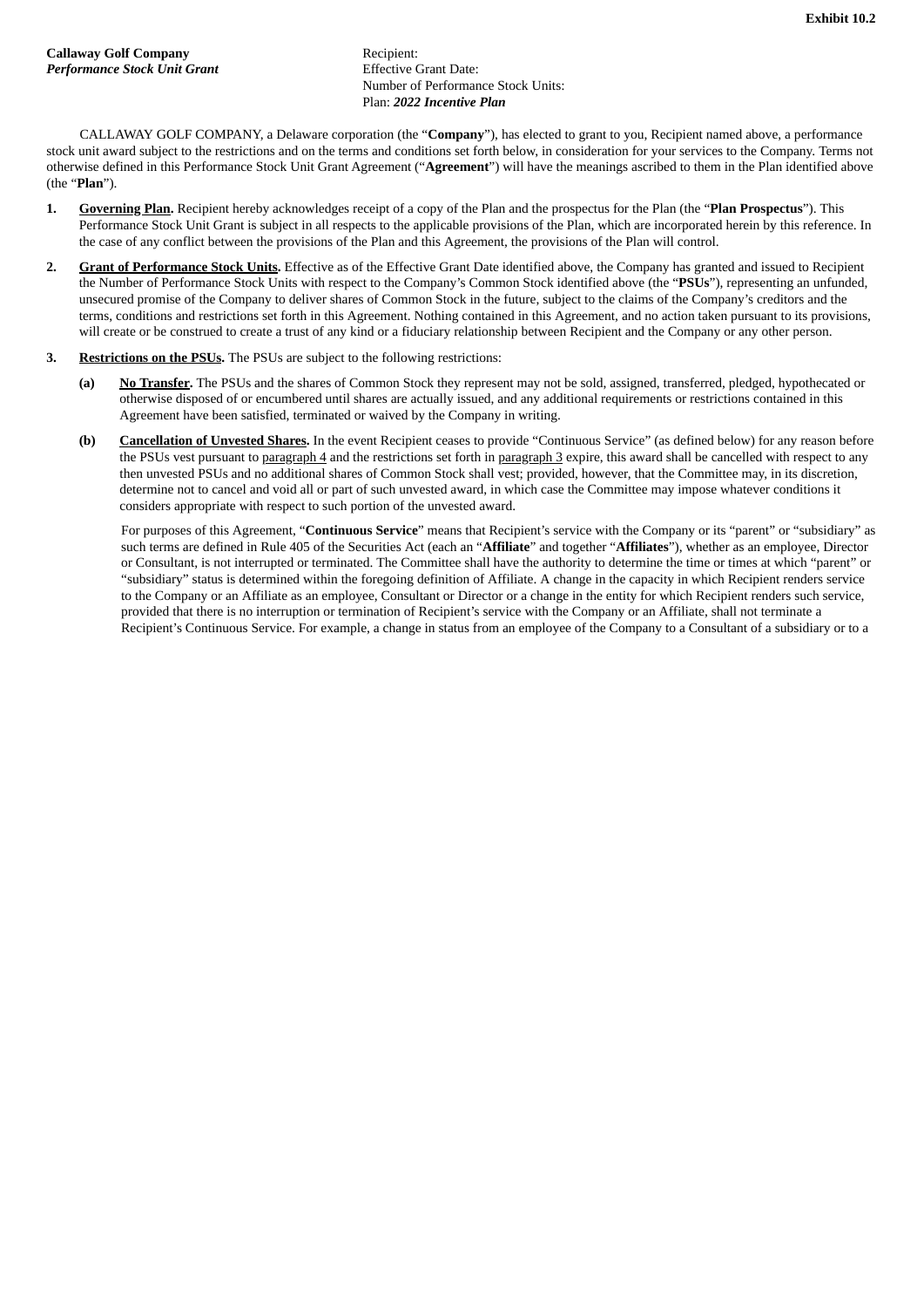**Exhibit 10.2**

**Callaway Golf Company**
***Performance Stock Unit Grant***

Recipient:
Effective Grant Date:
Number of Performance Stock Units:
Plan: ***2022 Incentive Plan***

CALLAWAY GOLF COMPANY, a Delaware corporation (the "**Company**"), has elected to grant to you, Recipient named above, a performance stock unit award subject to the restrictions and on the terms and conditions set forth below, in consideration for your services to the Company. Terms not otherwise defined in this Performance Stock Unit Grant Agreement ("**Agreement**") will have the meanings ascribed to them in the Plan identified above (the "**Plan**").

1. **Governing Plan.** Recipient hereby acknowledges receipt of a copy of the Plan and the prospectus for the Plan (the "**Plan Prospectus**"). This Performance Stock Unit Grant is subject in all respects to the applicable provisions of the Plan, which are incorporated herein by this reference. In the case of any conflict between the provisions of the Plan and this Agreement, the provisions of the Plan will control.

2. **Grant of Performance Stock Units.** Effective as of the Effective Grant Date identified above, the Company has granted and issued to Recipient the Number of Performance Stock Units with respect to the Company's Common Stock identified above (the "**PSUs**"), representing an unfunded, unsecured promise of the Company to deliver shares of Common Stock in the future, subject to the claims of the Company's creditors and the terms, conditions and restrictions set forth in this Agreement. Nothing contained in this Agreement, and no action taken pursuant to its provisions, will create or be construed to create a trust of any kind or a fiduciary relationship between Recipient and the Company or any other person.

3. **Restrictions on the PSUs.** The PSUs are subject to the following restrictions:

   (a) **No Transfer.** The PSUs and the shares of Common Stock they represent may not be sold, assigned, transferred, pledged, hypothecated or otherwise disposed of or encumbered until shares are actually issued, and any additional requirements or restrictions contained in this Agreement have been satisfied, terminated or waived by the Company in writing.

   (b) **Cancellation of Unvested Shares.** In the event Recipient ceases to provide "Continuous Service" (as defined below) for any reason before the PSUs vest pursuant to paragraph 4 and the restrictions set forth in paragraph 3 expire, this award shall be cancelled with respect to any then unvested PSUs and no additional shares of Common Stock shall vest; provided, however, that the Committee may, in its discretion, determine not to cancel and void all or part of such unvested award, in which case the Committee may impose whatever conditions it considers appropriate with respect to such portion of the unvested award.

   For purposes of this Agreement, "**Continuous Service**" means that Recipient's service with the Company or its "parent" or "subsidiary" as such terms are defined in Rule 405 of the Securities Act (each an "**Affiliate**" and together "**Affiliates**"), whether as an employee, Director or Consultant, is not interrupted or terminated. The Committee shall have the authority to determine the time or times at which "parent" or "subsidiary" status is determined within the foregoing definition of Affiliate. A change in the capacity in which Recipient renders service to the Company or an Affiliate as an employee, Consultant or Director or a change in the entity for which Recipient renders such service, provided that there is no interruption or termination of Recipient's service with the Company or an Affiliate, shall not terminate a Recipient's Continuous Service. For example, a change in status from an employee of the Company to a Consultant of a subsidiary or to a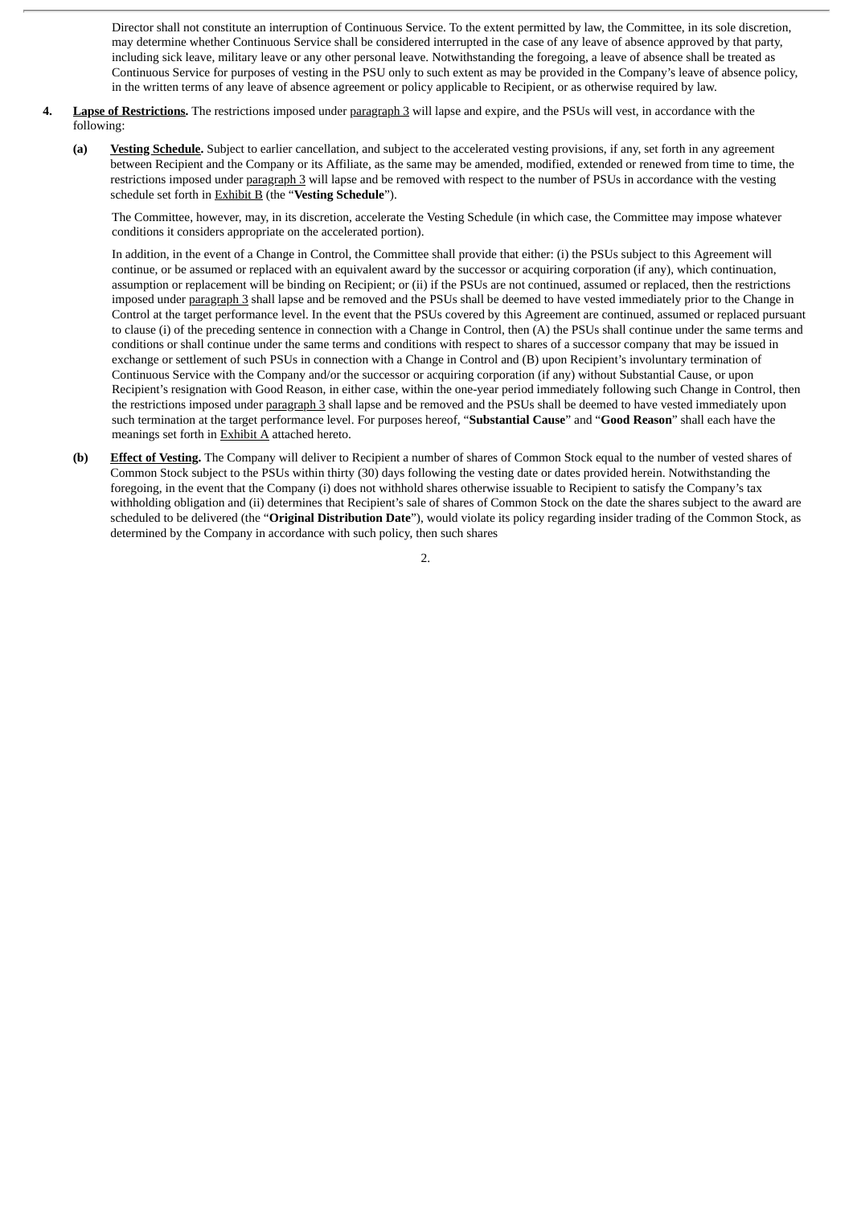Director shall not constitute an interruption of Continuous Service. To the extent permitted by law, the Committee, in its sole discretion, may determine whether Continuous Service shall be considered interrupted in the case of any leave of absence approved by that party, including sick leave, military leave or any other personal leave. Notwithstanding the foregoing, a leave of absence shall be treated as Continuous Service for purposes of vesting in the PSU only to such extent as may be provided in the Company's leave of absence policy, in the written terms of any leave of absence agreement or policy applicable to Recipient, or as otherwise required by law.

**4. Lapse of Restrictions.** The restrictions imposed under paragraph 3 will lapse and expire, and the PSUs will vest, in accordance with the following:

**(a) Vesting Schedule.** Subject to earlier cancellation, and subject to the accelerated vesting provisions, if any, set forth in any agreement between Recipient and the Company or its Affiliate, as the same may be amended, modified, extended or renewed from time to time, the restrictions imposed under paragraph 3 will lapse and be removed with respect to the number of PSUs in accordance with the vesting schedule set forth in Exhibit B (the "**Vesting Schedule**").

The Committee, however, may, in its discretion, accelerate the Vesting Schedule (in which case, the Committee may impose whatever conditions it considers appropriate on the accelerated portion).

In addition, in the event of a Change in Control, the Committee shall provide that either: (i) the PSUs subject to this Agreement will continue, or be assumed or replaced with an equivalent award by the successor or acquiring corporation (if any), which continuation, assumption or replacement will be binding on Recipient; or (ii) if the PSUs are not continued, assumed or replaced, then the restrictions imposed under paragraph 3 shall lapse and be removed and the PSUs shall be deemed to have vested immediately prior to the Change in Control at the target performance level. In the event that the PSUs covered by this Agreement are continued, assumed or replaced pursuant to clause (i) of the preceding sentence in connection with a Change in Control, then (A) the PSUs shall continue under the same terms and conditions or shall continue under the same terms and conditions with respect to shares of a successor company that may be issued in exchange or settlement of such PSUs in connection with a Change in Control and (B) upon Recipient's involuntary termination of Continuous Service with the Company and/or the successor or acquiring corporation (if any) without Substantial Cause, or upon Recipient's resignation with Good Reason, in either case, within the one-year period immediately following such Change in Control, then the restrictions imposed under paragraph 3 shall lapse and be removed and the PSUs shall be deemed to have vested immediately upon such termination at the target performance level. For purposes hereof, "**Substantial Cause**" and "**Good Reason**" shall each have the meanings set forth in Exhibit A attached hereto.

**(b) Effect of Vesting.** The Company will deliver to Recipient a number of shares of Common Stock equal to the number of vested shares of Common Stock subject to the PSUs within thirty (30) days following the vesting date or dates provided herein. Notwithstanding the foregoing, in the event that the Company (i) does not withhold shares otherwise issuable to Recipient to satisfy the Company's tax withholding obligation and (ii) determines that Recipient's sale of shares of Common Stock on the date the shares subject to the award are scheduled to be delivered (the "**Original Distribution Date**"), would violate its policy regarding insider trading of the Common Stock, as determined by the Company in accordance with such policy, then such shares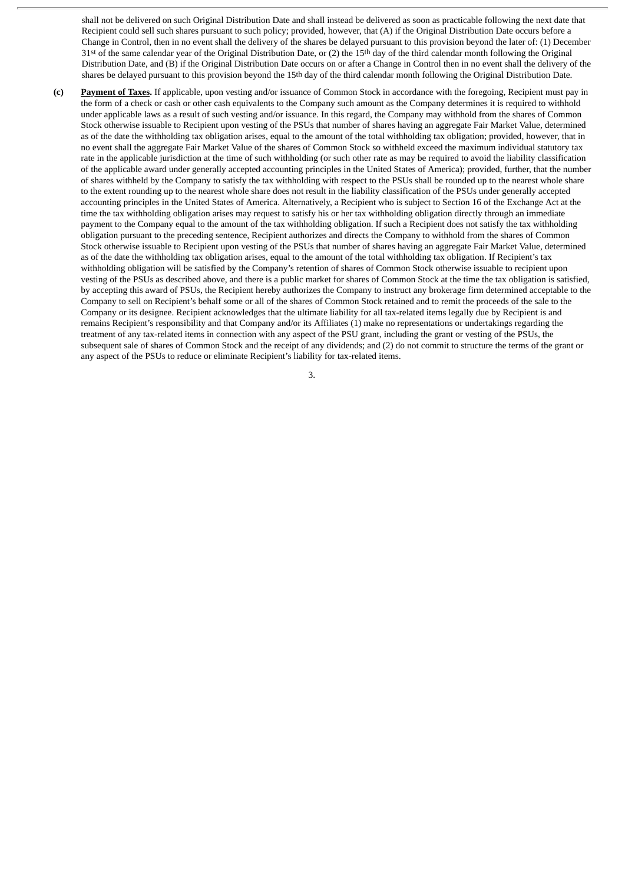shall not be delivered on such Original Distribution Date and shall instead be delivered as soon as practicable following the next date that Recipient could sell such shares pursuant to such policy; provided, however, that (A) if the Original Distribution Date occurs before a Change in Control, then in no event shall the delivery of the shares be delayed pursuant to this provision beyond the later of: (1) December 31st of the same calendar year of the Original Distribution Date, or (2) the 15th day of the third calendar month following the Original Distribution Date, and (B) if the Original Distribution Date occurs on or after a Change in Control then in no event shall the delivery of the shares be delayed pursuant to this provision beyond the 15th day of the third calendar month following the Original Distribution Date.

**(c)** **Payment of Taxes.** If applicable, upon vesting and/or issuance of Common Stock in accordance with the foregoing, Recipient must pay in the form of a check or cash or other cash equivalents to the Company such amount as the Company determines it is required to withhold under applicable laws as a result of such vesting and/or issuance. In this regard, the Company may withhold from the shares of Common Stock otherwise issuable to Recipient upon vesting of the PSUs that number of shares having an aggregate Fair Market Value, determined as of the date the withholding tax obligation arises, equal to the amount of the total withholding tax obligation; provided, however, that in no event shall the aggregate Fair Market Value of the shares of Common Stock so withheld exceed the maximum individual statutory tax rate in the applicable jurisdiction at the time of such withholding (or such other rate as may be required to avoid the liability classification of the applicable award under generally accepted accounting principles in the United States of America); provided, further, that the number of shares withheld by the Company to satisfy the tax withholding with respect to the PSUs shall be rounded up to the nearest whole share to the extent rounding up to the nearest whole share does not result in the liability classification of the PSUs under generally accepted accounting principles in the United States of America. Alternatively, a Recipient who is subject to Section 16 of the Exchange Act at the time the tax withholding obligation arises may request to satisfy his or her tax withholding obligation directly through an immediate payment to the Company equal to the amount of the tax withholding obligation. If such a Recipient does not satisfy the tax withholding obligation pursuant to the preceding sentence, Recipient authorizes and directs the Company to withhold from the shares of Common Stock otherwise issuable to Recipient upon vesting of the PSUs that number of shares having an aggregate Fair Market Value, determined as of the date the withholding tax obligation arises, equal to the amount of the total withholding tax obligation. If Recipient's tax withholding obligation will be satisfied by the Company's retention of shares of Common Stock otherwise issuable to recipient upon vesting of the PSUs as described above, and there is a public market for shares of Common Stock at the time the tax obligation is satisfied, by accepting this award of PSUs, the Recipient hereby authorizes the Company to instruct any brokerage firm determined acceptable to the Company to sell on Recipient's behalf some or all of the shares of Common Stock retained and to remit the proceeds of the sale to the Company or its designee. Recipient acknowledges that the ultimate liability for all tax-related items legally due by Recipient is and remains Recipient's responsibility and that Company and/or its Affiliates (1) make no representations or undertakings regarding the treatment of any tax-related items in connection with any aspect of the PSU grant, including the grant or vesting of the PSUs, the subsequent sale of shares of Common Stock and the receipt of any dividends; and (2) do not commit to structure the terms of the grant or any aspect of the PSUs to reduce or eliminate Recipient's liability for tax-related items.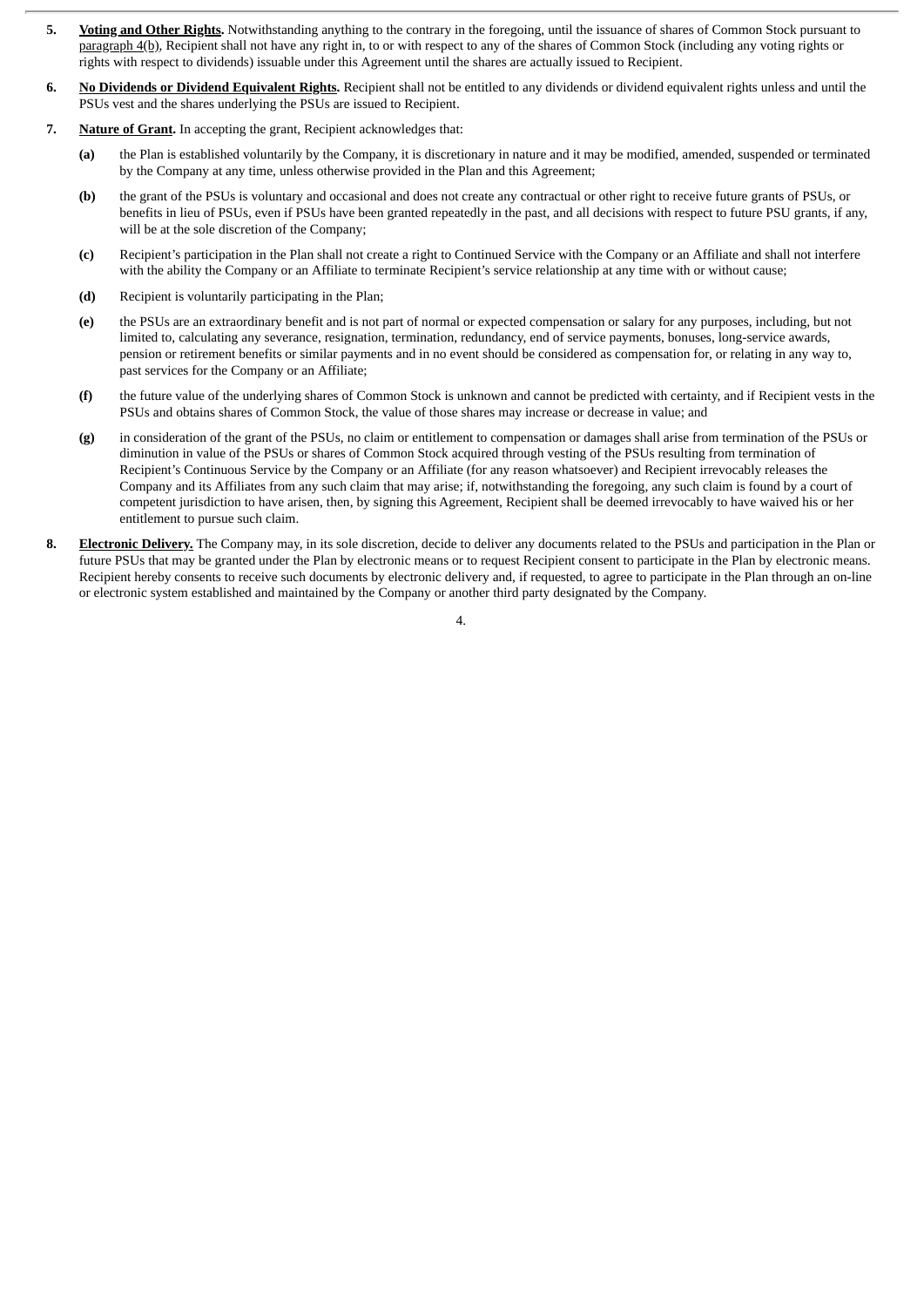5. **Voting and Other Rights.** Notwithstanding anything to the contrary in the foregoing, until the issuance of shares of Common Stock pursuant to paragraph 4(b), Recipient shall not have any right in, to or with respect to any of the shares of Common Stock (including any voting rights or rights with respect to dividends) issuable under this Agreement until the shares are actually issued to Recipient.

6. **No Dividends or Dividend Equivalent Rights.** Recipient shall not be entitled to any dividends or dividend equivalent rights unless and until the PSUs vest and the shares underlying the PSUs are issued to Recipient.

7. **Nature of Grant.** In accepting the grant, Recipient acknowledges that:

   **(a)** the Plan is established voluntarily by the Company, it is discretionary in nature and it may be modified, amended, suspended or terminated by the Company at any time, unless otherwise provided in the Plan and this Agreement;

   **(b)** the grant of the PSUs is voluntary and occasional and does not create any contractual or other right to receive future grants of PSUs, or benefits in lieu of PSUs, even if PSUs have been granted repeatedly in the past, and all decisions with respect to future PSU grants, if any, will be at the sole discretion of the Company;

   **(c)** Recipient's participation in the Plan shall not create a right to Continued Service with the Company or an Affiliate and shall not interfere with the ability the Company or an Affiliate to terminate Recipient's service relationship at any time with or without cause;

   **(d)** Recipient is voluntarily participating in the Plan;

   **(e)** the PSUs are an extraordinary benefit and is not part of normal or expected compensation or salary for any purposes, including, but not limited to, calculating any severance, resignation, termination, redundancy, end of service payments, bonuses, long-service awards, pension or retirement benefits or similar payments and in no event should be considered as compensation for, or relating in any way to, past services for the Company or an Affiliate;

   **(f)** the future value of the underlying shares of Common Stock is unknown and cannot be predicted with certainty, and if Recipient vests in the PSUs and obtains shares of Common Stock, the value of those shares may increase or decrease in value; and

   **(g)** in consideration of the grant of the PSUs, no claim or entitlement to compensation or damages shall arise from termination of the PSUs or diminution in value of the PSUs or shares of Common Stock acquired through vesting of the PSUs resulting from termination of Recipient's Continuous Service by the Company or an Affiliate (for any reason whatsoever) and Recipient irrevocably releases the Company and its Affiliates from any such claim that may arise; if, notwithstanding the foregoing, any such claim is found by a court of competent jurisdiction to have arisen, then, by signing this Agreement, Recipient shall be deemed irrevocably to have waived his or her entitlement to pursue such claim.

8. **Electronic Delivery.** The Company may, in its sole discretion, decide to deliver any documents related to the PSUs and participation in the Plan or future PSUs that may be granted under the Plan by electronic means or to request Recipient consent to participate in the Plan by electronic means. Recipient hereby consents to receive such documents by electronic delivery and, if requested, to agree to participate in the Plan through an on-line or electronic system established and maintained by the Company or another third party designated by the Company.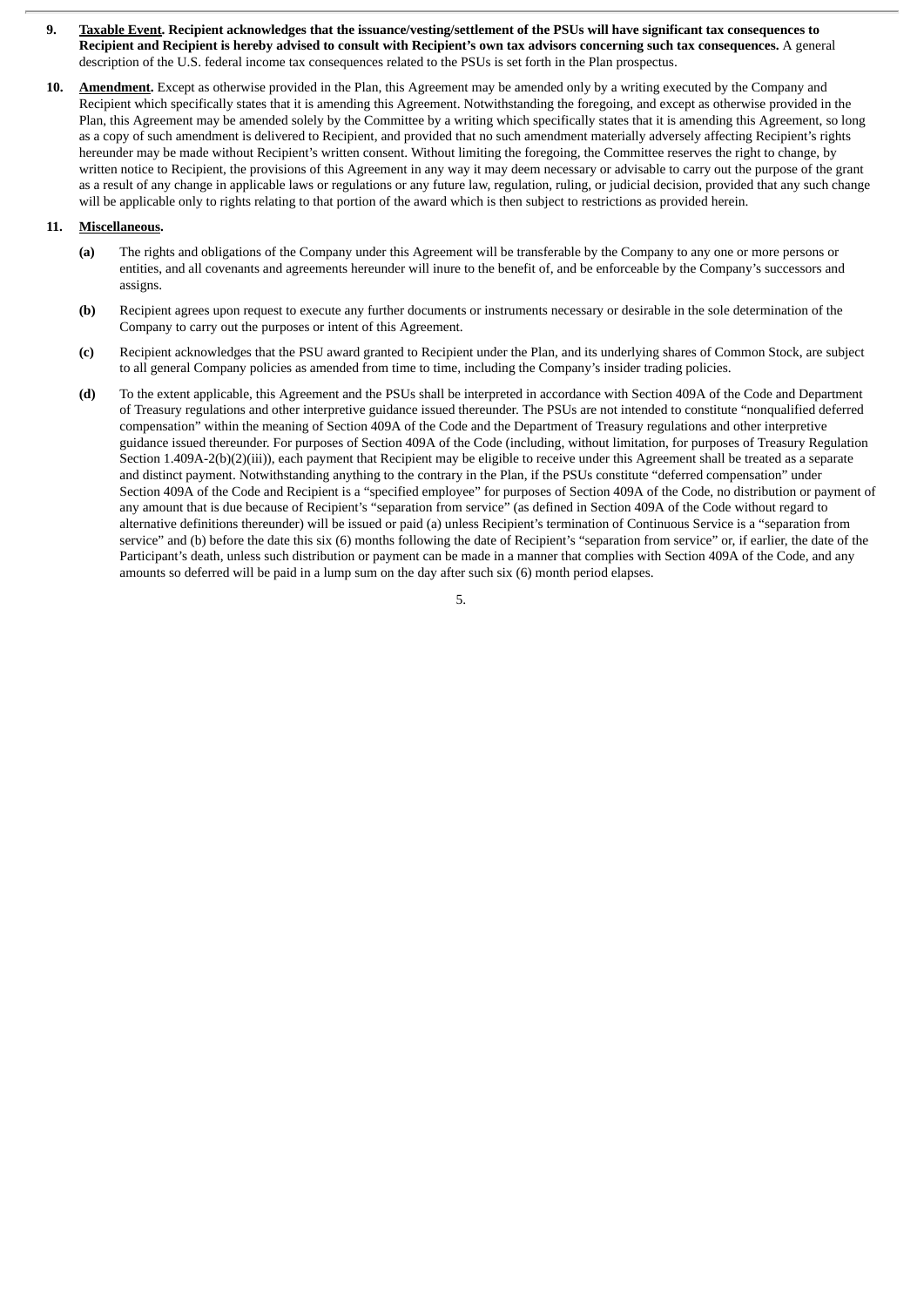**9. <u>Taxable Event</u>. Recipient acknowledges that the issuance/vesting/settlement of the PSUs will have significant tax consequences to Recipient and Recipient is hereby advised to consult with Recipient's own tax advisors concerning such tax consequences.** A general description of the U.S. federal income tax consequences related to the PSUs is set forth in the Plan prospectus.

**10. <u>Amendment</u>.** Except as otherwise provided in the Plan, this Agreement may be amended only by a writing executed by the Company and Recipient which specifically states that it is amending this Agreement. Notwithstanding the foregoing, and except as otherwise provided in the Plan, this Agreement may be amended solely by the Committee by a writing which specifically states that it is amending this Agreement, so long as a copy of such amendment is delivered to Recipient, and provided that no such amendment materially adversely affecting Recipient's rights hereunder may be made without Recipient's written consent. Without limiting the foregoing, the Committee reserves the right to change, by written notice to Recipient, the provisions of this Agreement in any way it may deem necessary or advisable to carry out the purpose of the grant as a result of any change in applicable laws or regulations or any future law, regulation, ruling, or judicial decision, provided that any such change will be applicable only to rights relating to that portion of the award which is then subject to restrictions as provided herein.

**11. <u>Miscellaneous</u>.**

**(a)** The rights and obligations of the Company under this Agreement will be transferable by the Company to any one or more persons or entities, and all covenants and agreements hereunder will inure to the benefit of, and be enforceable by the Company's successors and assigns.

**(b)** Recipient agrees upon request to execute any further documents or instruments necessary or desirable in the sole determination of the Company to carry out the purposes or intent of this Agreement.

**(c)** Recipient acknowledges that the PSU award granted to Recipient under the Plan, and its underlying shares of Common Stock, are subject to all general Company policies as amended from time to time, including the Company's insider trading policies.

**(d)** To the extent applicable, this Agreement and the PSUs shall be interpreted in accordance with Section 409A of the Code and Department of Treasury regulations and other interpretive guidance issued thereunder. The PSUs are not intended to constitute "nonqualified deferred compensation" within the meaning of Section 409A of the Code and the Department of Treasury regulations and other interpretive guidance issued thereunder. For purposes of Section 409A of the Code (including, without limitation, for purposes of Treasury Regulation Section 1.409A-2(b)(2)(iii)), each payment that Recipient may be eligible to receive under this Agreement shall be treated as a separate and distinct payment. Notwithstanding anything to the contrary in the Plan, if the PSUs constitute "deferred compensation" under Section 409A of the Code and Recipient is a "specified employee" for purposes of Section 409A of the Code, no distribution or payment of any amount that is due because of Recipient's "separation from service" (as defined in Section 409A of the Code without regard to alternative definitions thereunder) will be issued or paid (a) unless Recipient's termination of Continuous Service is a "separation from service" and (b) before the date this six (6) months following the date of Recipient's "separation from service" or, if earlier, the date of the Participant's death, unless such distribution or payment can be made in a manner that complies with Section 409A of the Code, and any amounts so deferred will be paid in a lump sum on the day after such six (6) month period elapses.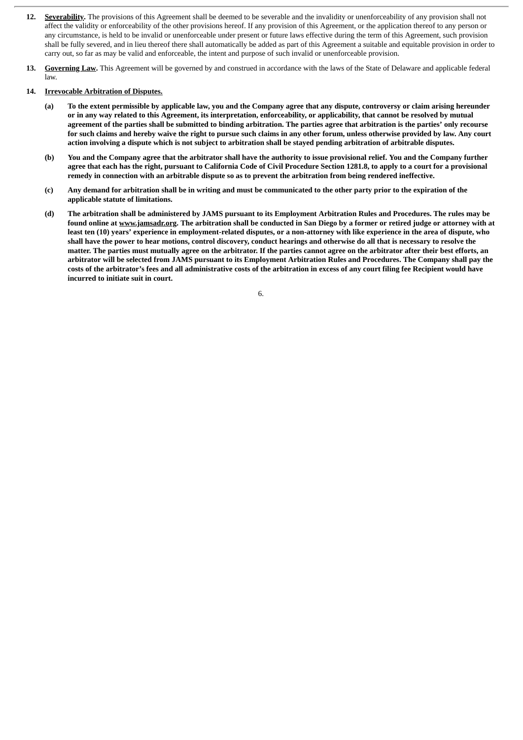12. **Severability.** The provisions of this Agreement shall be deemed to be severable and the invalidity or unenforceability of any provision shall not affect the validity or enforceability of the other provisions hereof. If any provision of this Agreement, or the application thereof to any person or any circumstance, is held to be invalid or unenforceable under present or future laws effective during the term of this Agreement, such provision shall be fully severed, and in lieu thereof there shall automatically be added as part of this Agreement a suitable and equitable provision in order to carry out, so far as may be valid and enforceable, the intent and purpose of such invalid or unenforceable provision.

13. **Governing Law.** This Agreement will be governed by and construed in accordance with the laws of the State of Delaware and applicable federal law.

14. **Irrevocable Arbitration of Disputes.**

    (a) **To the extent permissible by applicable law, you and the Company agree that any dispute, controversy or claim arising hereunder or in any way related to this Agreement, its interpretation, enforceability, or applicability, that cannot be resolved by mutual agreement of the parties shall be submitted to binding arbitration. The parties agree that arbitration is the parties' only recourse for such claims and hereby waive the right to pursue such claims in any other forum, unless otherwise provided by law. Any court action involving a dispute which is not subject to arbitration shall be stayed pending arbitration of arbitrable disputes.**

    (b) **You and the Company agree that the arbitrator shall have the authority to issue provisional relief. You and the Company further agree that each has the right, pursuant to California Code of Civil Procedure Section 1281.8, to apply to a court for a provisional remedy in connection with an arbitrable dispute so as to prevent the arbitration from being rendered ineffective.**

    (c) **Any demand for arbitration shall be in writing and must be communicated to the other party prior to the expiration of the applicable statute of limitations.**

    (d) **The arbitration shall be administered by JAMS pursuant to its Employment Arbitration Rules and Procedures. The rules may be found online at www.jamsadr.org. The arbitration shall be conducted in San Diego by a former or retired judge or attorney with at least ten (10) years' experience in employment-related disputes, or a non-attorney with like experience in the area of dispute, who shall have the power to hear motions, control discovery, conduct hearings and otherwise do all that is necessary to resolve the matter. The parties must mutually agree on the arbitrator. If the parties cannot agree on the arbitrator after their best efforts, an arbitrator will be selected from JAMS pursuant to its Employment Arbitration Rules and Procedures. The Company shall pay the costs of the arbitrator's fees and all administrative costs of the arbitration in excess of any court filing fee Recipient would have incurred to initiate suit in court.**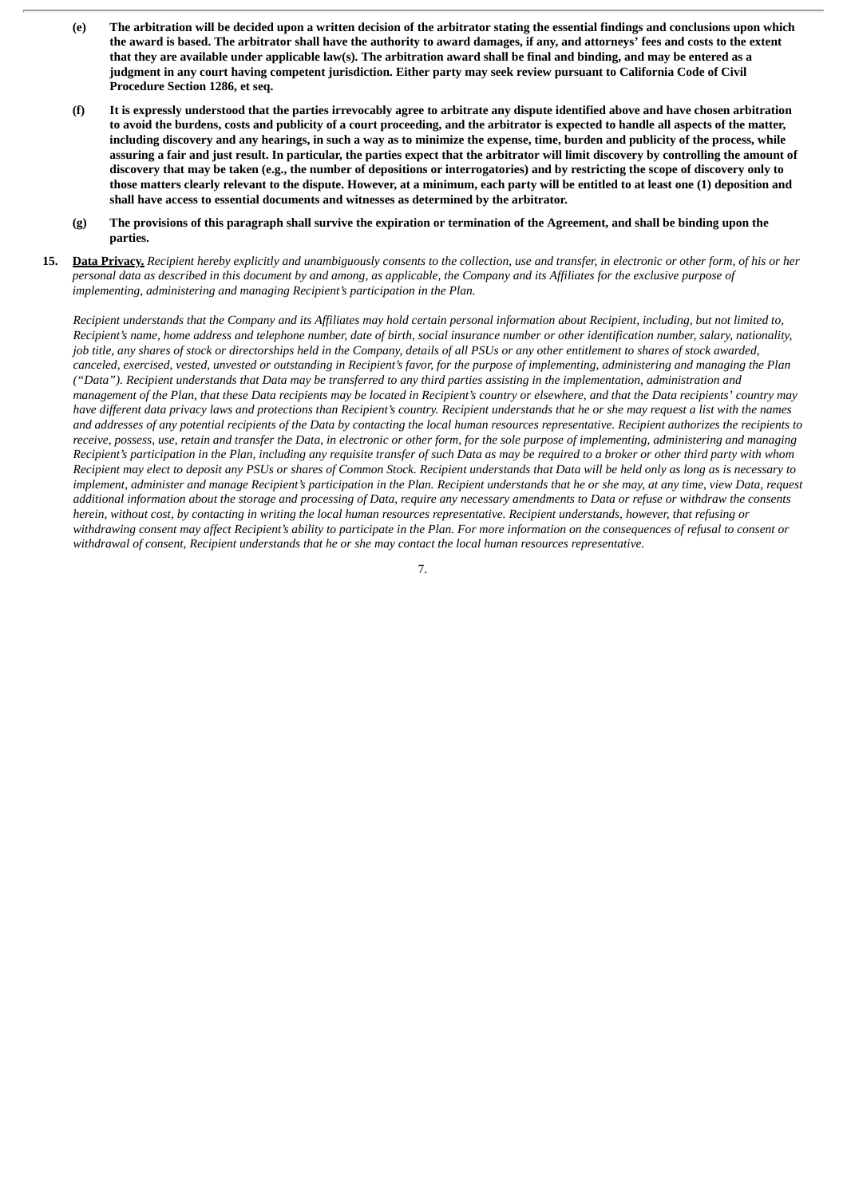(e) **The arbitration will be decided upon a written decision of the arbitrator stating the essential findings and conclusions upon which the award is based. The arbitrator shall have the authority to award damages, if any, and attorneys' fees and costs to the extent that they are available under applicable law(s). The arbitration award shall be final and binding, and may be entered as a judgment in any court having competent jurisdiction. Either party may seek review pursuant to California Code of Civil Procedure Section 1286, et seq.**

(f) **It is expressly understood that the parties irrevocably agree to arbitrate any dispute identified above and have chosen arbitration to avoid the burdens, costs and publicity of a court proceeding, and the arbitrator is expected to handle all aspects of the matter, including discovery and any hearings, in such a way as to minimize the expense, time, burden and publicity of the process, while assuring a fair and just result. In particular, the parties expect that the arbitrator will limit discovery by controlling the amount of discovery that may be taken (e.g., the number of depositions or interrogatories) and by restricting the scope of discovery only to those matters clearly relevant to the dispute. However, at a minimum, each party will be entitled to at least one (1) deposition and shall have access to essential documents and witnesses as determined by the arbitrator.**

(g) **The provisions of this paragraph shall survive the expiration or termination of the Agreement, and shall be binding upon the parties.**

15. **Data Privacy.** *Recipient hereby explicitly and unambiguously consents to the collection, use and transfer, in electronic or other form, of his or her personal data as described in this document by and among, as applicable, the Company and its Affiliates for the exclusive purpose of implementing, administering and managing Recipient's participation in the Plan.*

*Recipient understands that the Company and its Affiliates may hold certain personal information about Recipient, including, but not limited to, Recipient's name, home address and telephone number, date of birth, social insurance number or other identification number, salary, nationality, job title, any shares of stock or directorships held in the Company, details of all PSUs or any other entitlement to shares of stock awarded, canceled, exercised, vested, unvested or outstanding in Recipient's favor, for the purpose of implementing, administering and managing the Plan ("Data"). Recipient understands that Data may be transferred to any third parties assisting in the implementation, administration and management of the Plan, that these Data recipients may be located in Recipient's country or elsewhere, and that the Data recipients' country may have different data privacy laws and protections than Recipient's country. Recipient understands that he or she may request a list with the names and addresses of any potential recipients of the Data by contacting the local human resources representative. Recipient authorizes the recipients to receive, possess, use, retain and transfer the Data, in electronic or other form, for the sole purpose of implementing, administering and managing Recipient's participation in the Plan, including any requisite transfer of such Data as may be required to a broker or other third party with whom Recipient may elect to deposit any PSUs or shares of Common Stock. Recipient understands that Data will be held only as long as is necessary to implement, administer and manage Recipient's participation in the Plan. Recipient understands that he or she may, at any time, view Data, request additional information about the storage and processing of Data, require any necessary amendments to Data or refuse or withdraw the consents herein, without cost, by contacting in writing the local human resources representative. Recipient understands, however, that refusing or withdrawing consent may affect Recipient's ability to participate in the Plan. For more information on the consequences of refusal to consent or withdrawal of consent, Recipient understands that he or she may contact the local human resources representative.*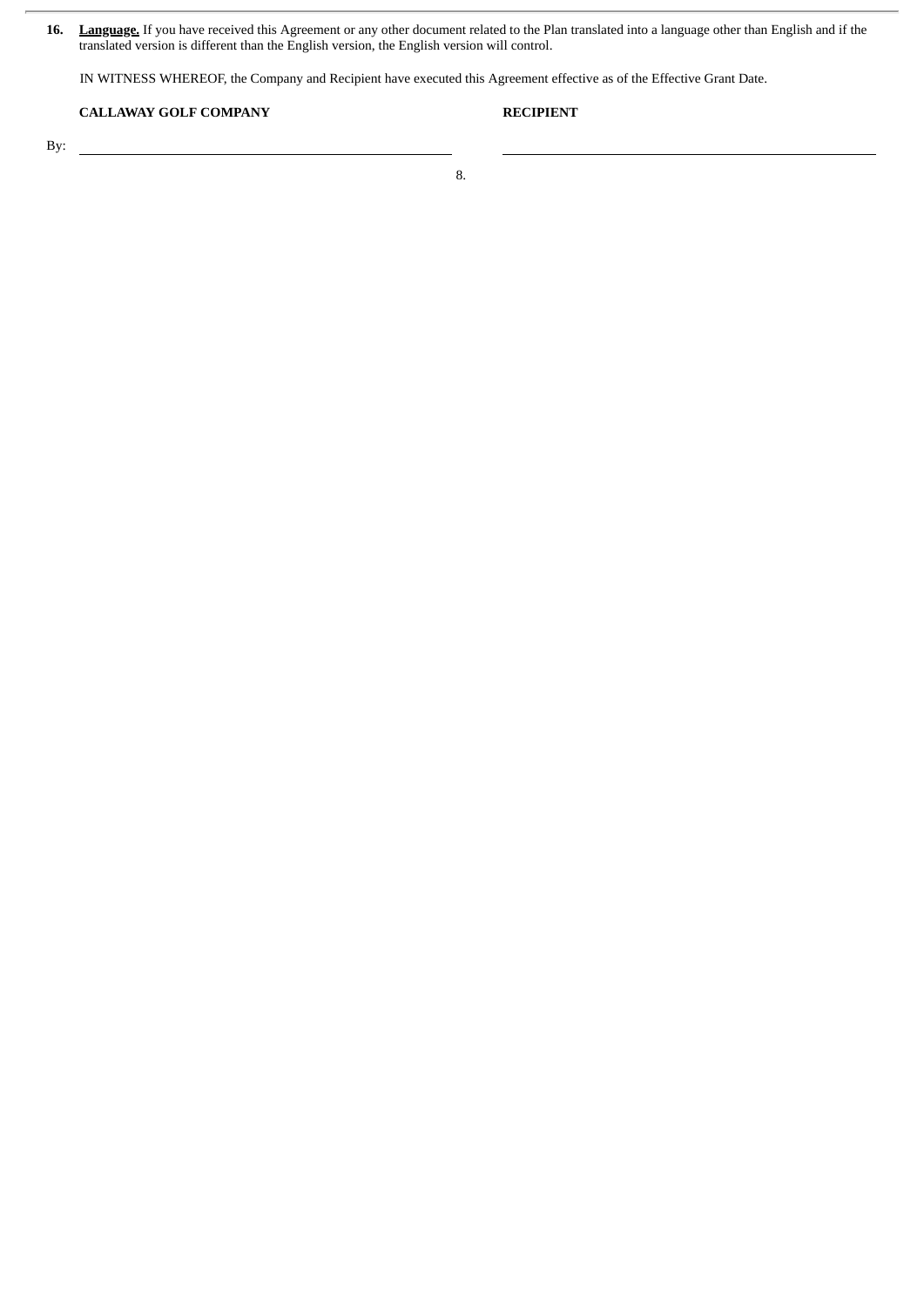**16. <u>Language.</u>** If you have received this Agreement or any other document related to the Plan translated into a language other than English and if the translated version is different than the English version, the English version will control.

IN WITNESS WHEREOF, the Company and Recipient have executed this Agreement effective as of the Effective Grant Date.

| **CALLAWAY GOLF COMPANY** | **RECIPIENT** |
|---|---|
| By: ______________________________ | ______________________________ |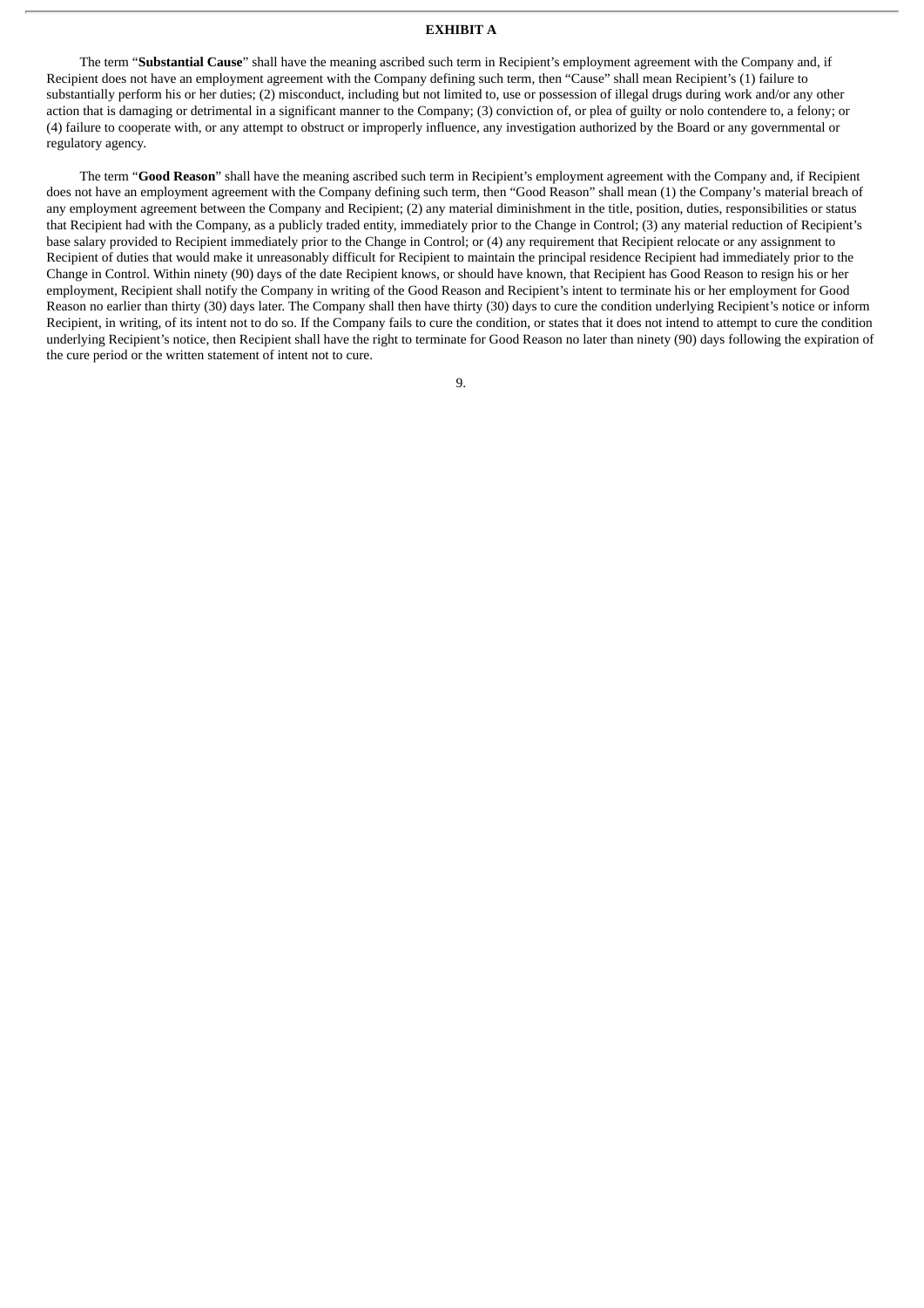# EXHIBIT A

The term "**Substantial Cause**" shall have the meaning ascribed such term in Recipient's employment agreement with the Company and, if Recipient does not have an employment agreement with the Company defining such term, then "Cause" shall mean Recipient's (1) failure to substantially perform his or her duties; (2) misconduct, including but not limited to, use or possession of illegal drugs during work and/or any other action that is damaging or detrimental in a significant manner to the Company; (3) conviction of, or plea of guilty or nolo contendere to, a felony; or (4) failure to cooperate with, or any attempt to obstruct or improperly influence, any investigation authorized by the Board or any governmental or regulatory agency.

The term "**Good Reason**" shall have the meaning ascribed such term in Recipient's employment agreement with the Company and, if Recipient does not have an employment agreement with the Company defining such term, then "Good Reason" shall mean (1) the Company's material breach of any employment agreement between the Company and Recipient; (2) any material diminishment in the title, position, duties, responsibilities or status that Recipient had with the Company, as a publicly traded entity, immediately prior to the Change in Control; (3) any material reduction of Recipient's base salary provided to Recipient immediately prior to the Change in Control; or (4) any requirement that Recipient relocate or any assignment to Recipient of duties that would make it unreasonably difficult for Recipient to maintain the principal residence Recipient had immediately prior to the Change in Control. Within ninety (90) days of the date Recipient knows, or should have known, that Recipient has Good Reason to resign his or her employment, Recipient shall notify the Company in writing of the Good Reason and Recipient's intent to terminate his or her employment for Good Reason no earlier than thirty (30) days later. The Company shall then have thirty (30) days to cure the condition underlying Recipient's notice or inform Recipient, in writing, of its intent not to do so. If the Company fails to cure the condition, or states that it does not intend to attempt to cure the condition underlying Recipient's notice, then Recipient shall have the right to terminate for Good Reason no later than ninety (90) days following the expiration of the cure period or the written statement of intent not to cure.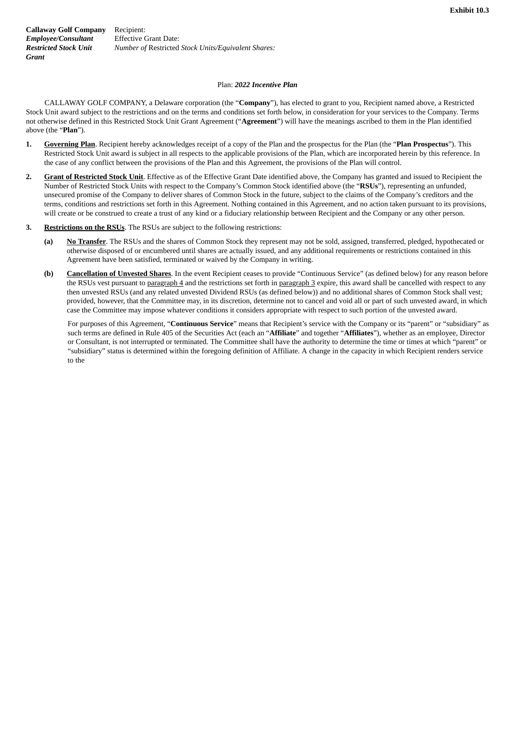**Exhibit 10.3**

| **Callaway Golf Company** *Employee/Consultant* ***Restricted Stock Unit Grant*** | Recipient: Effective Grant Date: *Number of* Restricted *Stock Units/Equivalent Shares:* |
|---|---|

Plan: ***2022 Incentive Plan***

CALLAWAY GOLF COMPANY, a Delaware corporation (the "**Company**"), has elected to grant to you, Recipient named above, a Restricted Stock Unit award subject to the restrictions and on the terms and conditions set forth below, in consideration for your services to the Company. Terms not otherwise defined in this Restricted Stock Unit Grant Agreement ("**Agreement**") will have the meanings ascribed to them in the Plan identified above (the "**Plan**").

**1.** **Governing Plan**. Recipient hereby acknowledges receipt of a copy of the Plan and the prospectus for the Plan (the "**Plan Prospectus**"). This Restricted Stock Unit award is subject in all respects to the applicable provisions of the Plan, which are incorporated herein by this reference. In the case of any conflict between the provisions of the Plan and this Agreement, the provisions of the Plan will control.

**2.** **Grant of Restricted Stock Unit**. Effective as of the Effective Grant Date identified above, the Company has granted and issued to Recipient the Number of Restricted Stock Units with respect to the Company's Common Stock identified above (the "**RSUs**"), representing an unfunded, unsecured promise of the Company to deliver shares of Common Stock in the future, subject to the claims of the Company's creditors and the terms, conditions and restrictions set forth in this Agreement. Nothing contained in this Agreement, and no action taken pursuant to its provisions, will create or be construed to create a trust of any kind or a fiduciary relationship between Recipient and the Company or any other person.

**3.** **Restrictions on the RSUs**. The RSUs are subject to the following restrictions:

**(a)** **No Transfer**. The RSUs and the shares of Common Stock they represent may not be sold, assigned, transferred, pledged, hypothecated or otherwise disposed of or encumbered until shares are actually issued, and any additional requirements or restrictions contained in this Agreement have been satisfied, terminated or waived by the Company in writing.

**(b)** **Cancellation of Unvested Shares**. In the event Recipient ceases to provide "Continuous Service" (as defined below) for any reason before the RSUs vest pursuant to paragraph 4 and the restrictions set forth in paragraph 3 expire, this award shall be cancelled with respect to any then unvested RSUs (and any related unvested Dividend RSUs (as defined below)) and no additional shares of Common Stock shall vest; provided, however, that the Committee may, in its discretion, determine not to cancel and void all or part of such unvested award, in which case the Committee may impose whatever conditions it considers appropriate with respect to such portion of the unvested award.

For purposes of this Agreement, "**Continuous Service**" means that Recipient's service with the Company or its "parent" or "subsidiary" as such terms are defined in Rule 405 of the Securities Act (each an "**Affiliate**" and together "**Affiliates**"), whether as an employee, Director or Consultant, is not interrupted or terminated. The Committee shall have the authority to determine the time or times at which "parent" or "subsidiary" status is determined within the foregoing definition of Affiliate. A change in the capacity in which Recipient renders service to the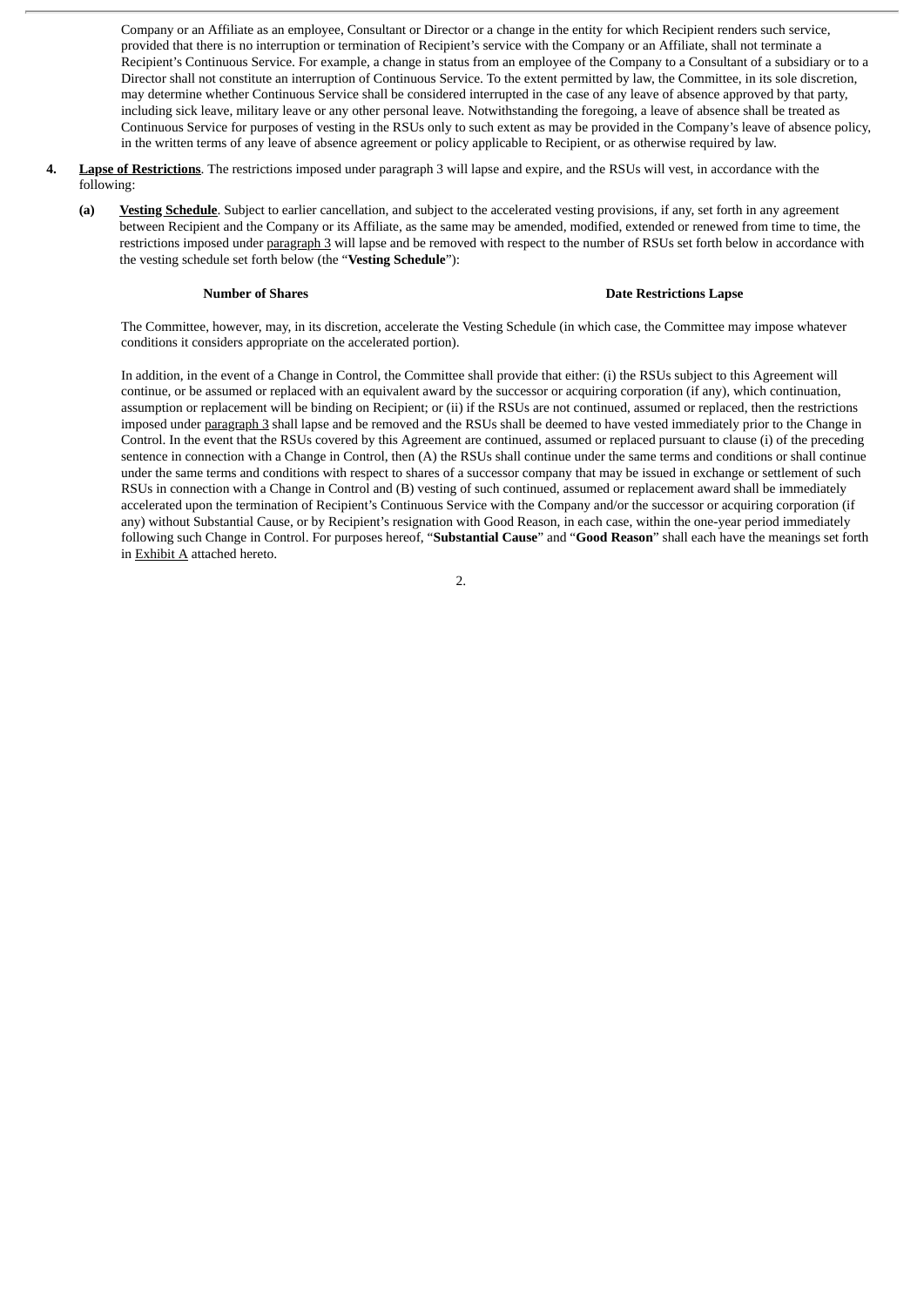Company or an Affiliate as an employee, Consultant or Director or a change in the entity for which Recipient renders such service, provided that there is no interruption or termination of Recipient's service with the Company or an Affiliate, shall not terminate a Recipient's Continuous Service. For example, a change in status from an employee of the Company to a Consultant of a subsidiary or to a Director shall not constitute an interruption of Continuous Service. To the extent permitted by law, the Committee, in its sole discretion, may determine whether Continuous Service shall be considered interrupted in the case of any leave of absence approved by that party, including sick leave, military leave or any other personal leave. Notwithstanding the foregoing, a leave of absence shall be treated as Continuous Service for purposes of vesting in the RSUs only to such extent as may be provided in the Company's leave of absence policy, in the written terms of any leave of absence agreement or policy applicable to Recipient, or as otherwise required by law.

4. **Lapse of Restrictions**. The restrictions imposed under paragraph 3 will lapse and expire, and the RSUs will vest, in accordance with the following:

   **(a)** **Vesting Schedule**. Subject to earlier cancellation, and subject to the accelerated vesting provisions, if any, set forth in any agreement between Recipient and the Company or its Affiliate, as the same may be amended, modified, extended or renewed from time to time, the restrictions imposed under paragraph 3 will lapse and be removed with respect to the number of RSUs set forth below in accordance with the vesting schedule set forth below (the "**Vesting Schedule**"):

| Number of Shares | Date Restrictions Lapse |
|---|---|

   The Committee, however, may, in its discretion, accelerate the Vesting Schedule (in which case, the Committee may impose whatever conditions it considers appropriate on the accelerated portion).

   In addition, in the event of a Change in Control, the Committee shall provide that either: (i) the RSUs subject to this Agreement will continue, or be assumed or replaced with an equivalent award by the successor or acquiring corporation (if any), which continuation, assumption or replacement will be binding on Recipient; or (ii) if the RSUs are not continued, assumed or replaced, then the restrictions imposed under paragraph 3 shall lapse and be removed and the RSUs shall be deemed to have vested immediately prior to the Change in Control. In the event that the RSUs covered by this Agreement are continued, assumed or replaced pursuant to clause (i) of the preceding sentence in connection with a Change in Control, then (A) the RSUs shall continue under the same terms and conditions or shall continue under the same terms and conditions with respect to shares of a successor company that may be issued in exchange or settlement of such RSUs in connection with a Change in Control and (B) vesting of such continued, assumed or replacement award shall be immediately accelerated upon the termination of Recipient's Continuous Service with the Company and/or the successor or acquiring corporation (if any) without Substantial Cause, or by Recipient's resignation with Good Reason, in each case, within the one-year period immediately following such Change in Control. For purposes hereof, "**Substantial Cause**" and "**Good Reason**" shall each have the meanings set forth in Exhibit A attached hereto.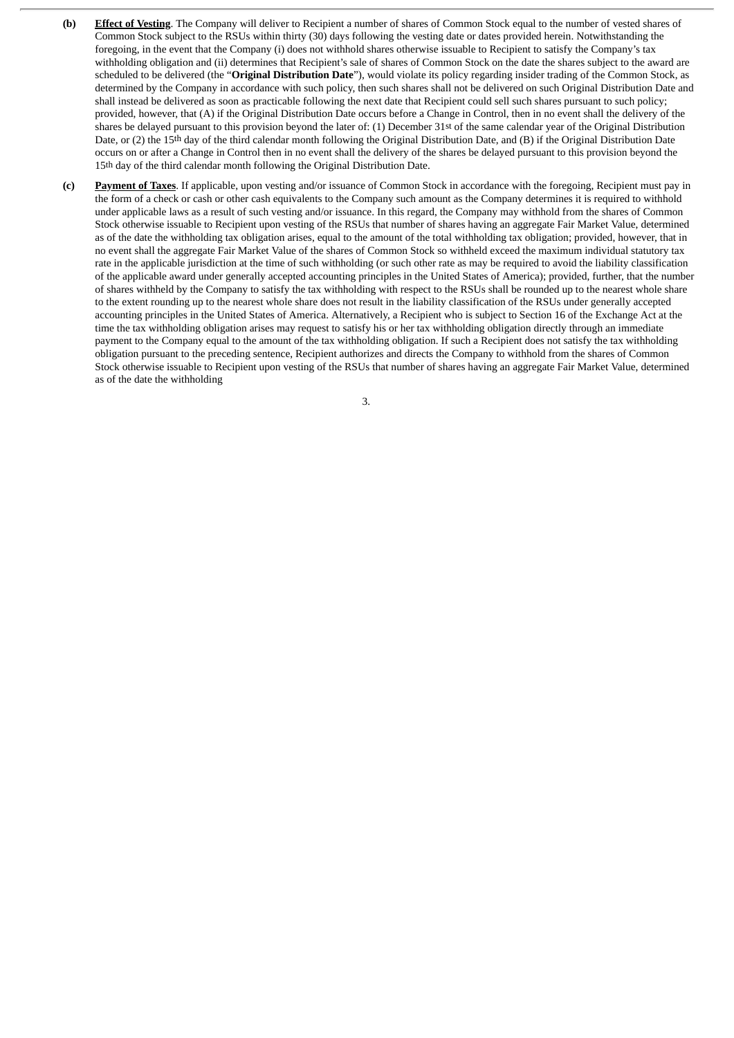**(b)** **Effect of Vesting**. The Company will deliver to Recipient a number of shares of Common Stock equal to the number of vested shares of Common Stock subject to the RSUs within thirty (30) days following the vesting date or dates provided herein. Notwithstanding the foregoing, in the event that the Company (i) does not withhold shares otherwise issuable to Recipient to satisfy the Company's tax withholding obligation and (ii) determines that Recipient's sale of shares of Common Stock on the date the shares subject to the award are scheduled to be delivered (the "**Original Distribution Date**"), would violate its policy regarding insider trading of the Common Stock, as determined by the Company in accordance with such policy, then such shares shall not be delivered on such Original Distribution Date and shall instead be delivered as soon as practicable following the next date that Recipient could sell such shares pursuant to such policy; provided, however, that (A) if the Original Distribution Date occurs before a Change in Control, then in no event shall the delivery of the shares be delayed pursuant to this provision beyond the later of: (1) December 31st of the same calendar year of the Original Distribution Date, or (2) the 15th day of the third calendar month following the Original Distribution Date, and (B) if the Original Distribution Date occurs on or after a Change in Control then in no event shall the delivery of the shares be delayed pursuant to this provision beyond the 15th day of the third calendar month following the Original Distribution Date.

**(c)** **Payment of Taxes**. If applicable, upon vesting and/or issuance of Common Stock in accordance with the foregoing, Recipient must pay in the form of a check or cash or other cash equivalents to the Company such amount as the Company determines it is required to withhold under applicable laws as a result of such vesting and/or issuance. In this regard, the Company may withhold from the shares of Common Stock otherwise issuable to Recipient upon vesting of the RSUs that number of shares having an aggregate Fair Market Value, determined as of the date the withholding tax obligation arises, equal to the amount of the total withholding tax obligation; provided, however, that in no event shall the aggregate Fair Market Value of the shares of Common Stock so withheld exceed the maximum individual statutory tax rate in the applicable jurisdiction at the time of such withholding (or such other rate as may be required to avoid the liability classification of the applicable award under generally accepted accounting principles in the United States of America); provided, further, that the number of shares withheld by the Company to satisfy the tax withholding with respect to the RSUs shall be rounded up to the nearest whole share to the extent rounding up to the nearest whole share does not result in the liability classification of the RSUs under generally accepted accounting principles in the United States of America. Alternatively, a Recipient who is subject to Section 16 of the Exchange Act at the time the tax withholding obligation arises may request to satisfy his or her tax withholding obligation directly through an immediate payment to the Company equal to the amount of the tax withholding obligation. If such a Recipient does not satisfy the tax withholding obligation pursuant to the preceding sentence, Recipient authorizes and directs the Company to withhold from the shares of Common Stock otherwise issuable to Recipient upon vesting of the RSUs that number of shares having an aggregate Fair Market Value, determined as of the date the withholding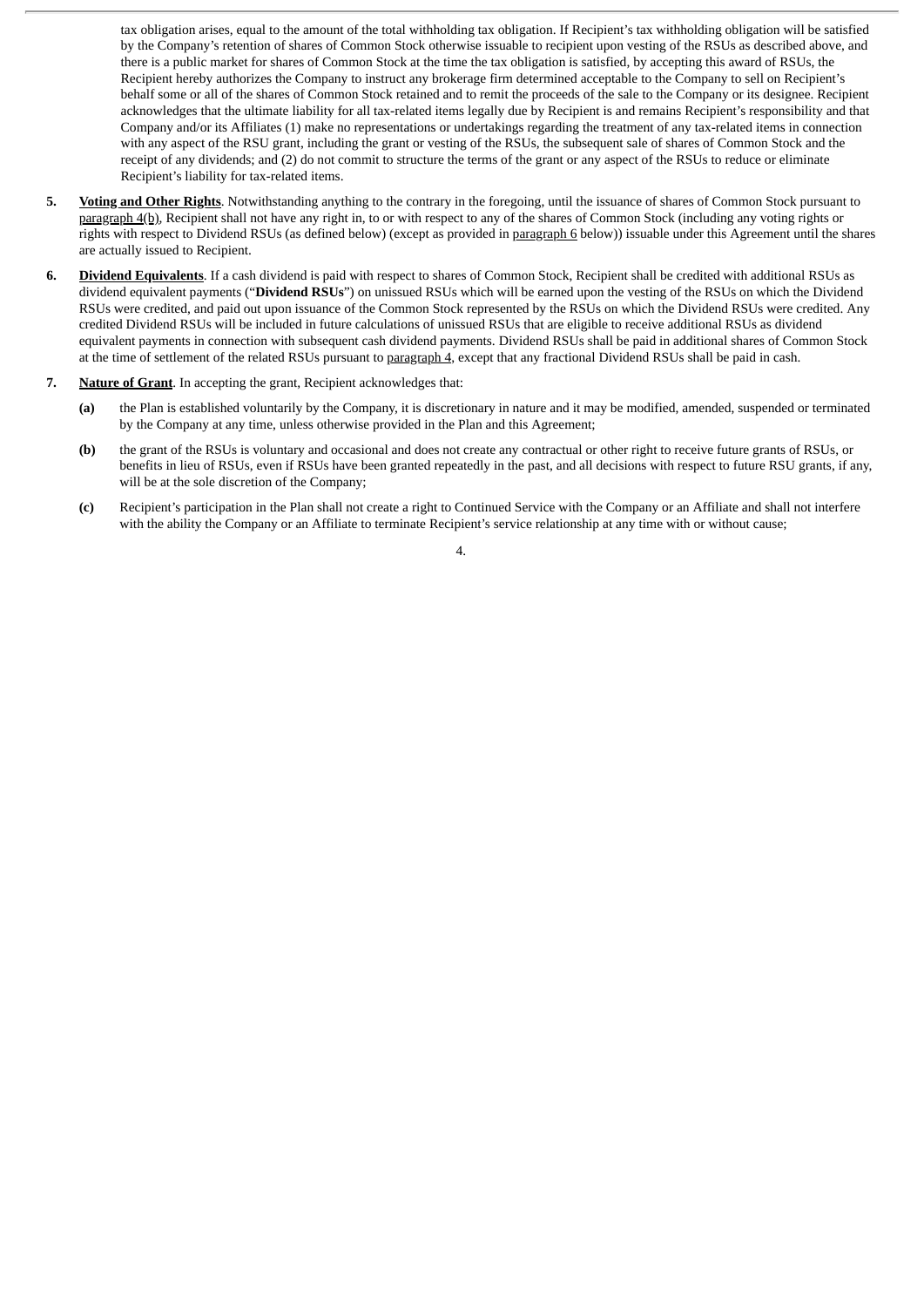tax obligation arises, equal to the amount of the total withholding tax obligation. If Recipient's tax withholding obligation will be satisfied by the Company's retention of shares of Common Stock otherwise issuable to recipient upon vesting of the RSUs as described above, and there is a public market for shares of Common Stock at the time the tax obligation is satisfied, by accepting this award of RSUs, the Recipient hereby authorizes the Company to instruct any brokerage firm determined acceptable to the Company to sell on Recipient's behalf some or all of the shares of Common Stock retained and to remit the proceeds of the sale to the Company or its designee. Recipient acknowledges that the ultimate liability for all tax-related items legally due by Recipient is and remains Recipient's responsibility and that Company and/or its Affiliates (1) make no representations or undertakings regarding the treatment of any tax-related items in connection with any aspect of the RSU grant, including the grant or vesting of the RSUs, the subsequent sale of shares of Common Stock and the receipt of any dividends; and (2) do not commit to structure the terms of the grant or any aspect of the RSUs to reduce or eliminate Recipient's liability for tax-related items.

**5. Voting and Other Rights**. Notwithstanding anything to the contrary in the foregoing, until the issuance of shares of Common Stock pursuant to paragraph 4(b), Recipient shall not have any right in, to or with respect to any of the shares of Common Stock (including any voting rights or rights with respect to Dividend RSUs (as defined below) (except as provided in paragraph 6 below)) issuable under this Agreement until the shares are actually issued to Recipient.

**6. Dividend Equivalents**. If a cash dividend is paid with respect to shares of Common Stock, Recipient shall be credited with additional RSUs as dividend equivalent payments ("**Dividend RSUs**") on unissued RSUs which will be earned upon the vesting of the RSUs on which the Dividend RSUs were credited, and paid out upon issuance of the Common Stock represented by the RSUs on which the Dividend RSUs were credited. Any credited Dividend RSUs will be included in future calculations of unissued RSUs that are eligible to receive additional RSUs as dividend equivalent payments in connection with subsequent cash dividend payments. Dividend RSUs shall be paid in additional shares of Common Stock at the time of settlement of the related RSUs pursuant to paragraph 4, except that any fractional Dividend RSUs shall be paid in cash.

**7. Nature of Grant**. In accepting the grant, Recipient acknowledges that:

**(a)** the Plan is established voluntarily by the Company, it is discretionary in nature and it may be modified, amended, suspended or terminated by the Company at any time, unless otherwise provided in the Plan and this Agreement;

**(b)** the grant of the RSUs is voluntary and occasional and does not create any contractual or other right to receive future grants of RSUs, or benefits in lieu of RSUs, even if RSUs have been granted repeatedly in the past, and all decisions with respect to future RSU grants, if any, will be at the sole discretion of the Company;

**(c)** Recipient's participation in the Plan shall not create a right to Continued Service with the Company or an Affiliate and shall not interfere with the ability the Company or an Affiliate to terminate Recipient's service relationship at any time with or without cause;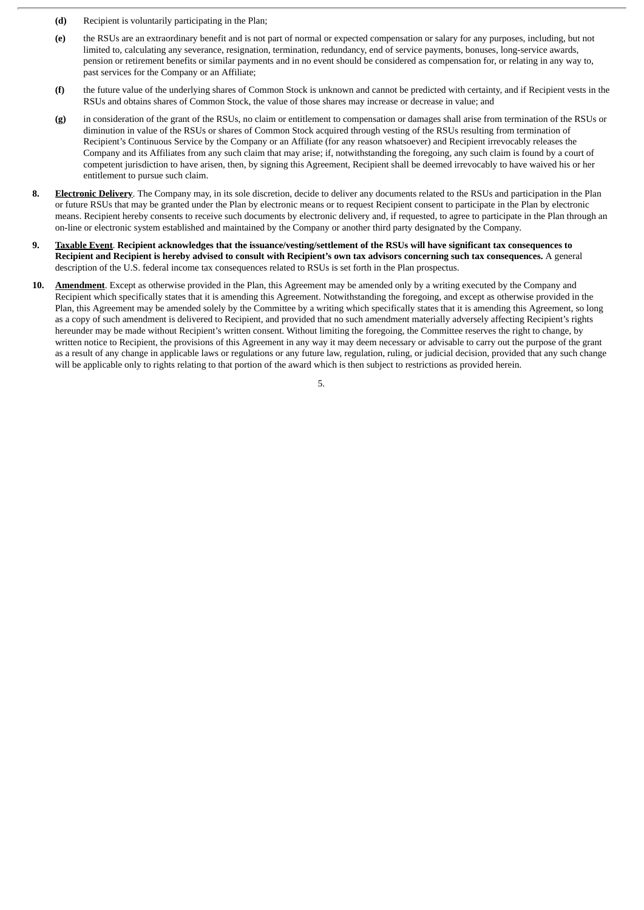**(d)** Recipient is voluntarily participating in the Plan;

**(e)** the RSUs are an extraordinary benefit and is not part of normal or expected compensation or salary for any purposes, including, but not limited to, calculating any severance, resignation, termination, redundancy, end of service payments, bonuses, long-service awards, pension or retirement benefits or similar payments and in no event should be considered as compensation for, or relating in any way to, past services for the Company or an Affiliate;

**(f)** the future value of the underlying shares of Common Stock is unknown and cannot be predicted with certainty, and if Recipient vests in the RSUs and obtains shares of Common Stock, the value of those shares may increase or decrease in value; and

**(g)** in consideration of the grant of the RSUs, no claim or entitlement to compensation or damages shall arise from termination of the RSUs or diminution in value of the RSUs or shares of Common Stock acquired through vesting of the RSUs resulting from termination of Recipient's Continuous Service by the Company or an Affiliate (for any reason whatsoever) and Recipient irrevocably releases the Company and its Affiliates from any such claim that may arise; if, notwithstanding the foregoing, any such claim is found by a court of competent jurisdiction to have arisen, then, by signing this Agreement, Recipient shall be deemed irrevocably to have waived his or her entitlement to pursue such claim.

**8. <u>Electronic Delivery</u>**. The Company may, in its sole discretion, decide to deliver any documents related to the RSUs and participation in the Plan or future RSUs that may be granted under the Plan by electronic means or to request Recipient consent to participate in the Plan by electronic means. Recipient hereby consents to receive such documents by electronic delivery and, if requested, to agree to participate in the Plan through an on-line or electronic system established and maintained by the Company or another third party designated by the Company.

**9. <u>Taxable Event</u>**. **Recipient acknowledges that the issuance/vesting/settlement of the RSUs will have significant tax consequences to Recipient and Recipient is hereby advised to consult with Recipient's own tax advisors concerning such tax consequences.** A general description of the U.S. federal income tax consequences related to RSUs is set forth in the Plan prospectus.

**10. <u>Amendment</u>**. Except as otherwise provided in the Plan, this Agreement may be amended only by a writing executed by the Company and Recipient which specifically states that it is amending this Agreement. Notwithstanding the foregoing, and except as otherwise provided in the Plan, this Agreement may be amended solely by the Committee by a writing which specifically states that it is amending this Agreement, so long as a copy of such amendment is delivered to Recipient, and provided that no such amendment materially adversely affecting Recipient's rights hereunder may be made without Recipient's written consent. Without limiting the foregoing, the Committee reserves the right to change, by written notice to Recipient, the provisions of this Agreement in any way it may deem necessary or advisable to carry out the purpose of the grant as a result of any change in applicable laws or regulations or any future law, regulation, ruling, or judicial decision, provided that any such change will be applicable only to rights relating to that portion of the award which is then subject to restrictions as provided herein.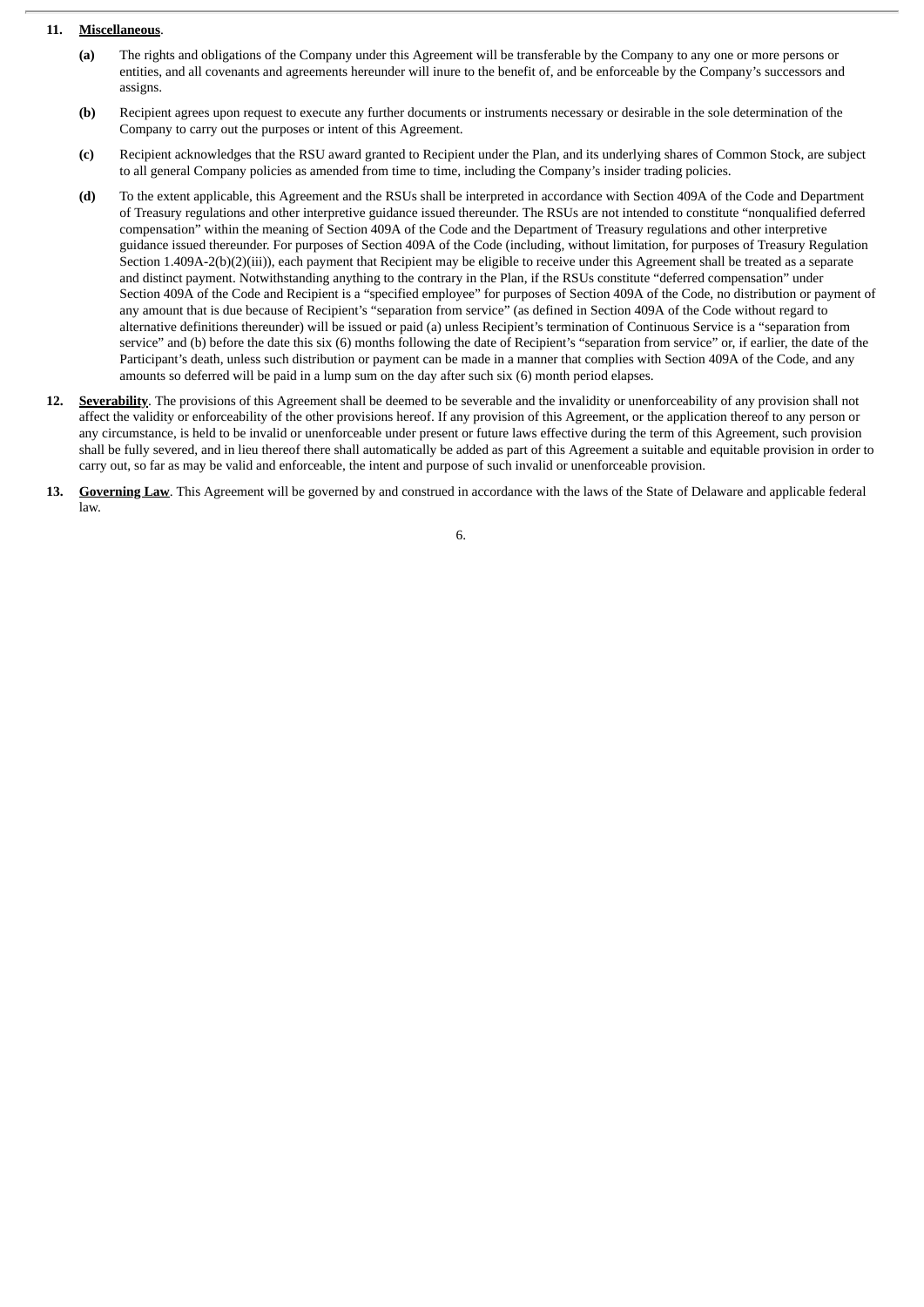**11. Miscellaneous.**

**(a)** The rights and obligations of the Company under this Agreement will be transferable by the Company to any one or more persons or entities, and all covenants and agreements hereunder will inure to the benefit of, and be enforceable by the Company's successors and assigns.

**(b)** Recipient agrees upon request to execute any further documents or instruments necessary or desirable in the sole determination of the Company to carry out the purposes or intent of this Agreement.

**(c)** Recipient acknowledges that the RSU award granted to Recipient under the Plan, and its underlying shares of Common Stock, are subject to all general Company policies as amended from time to time, including the Company's insider trading policies.

**(d)** To the extent applicable, this Agreement and the RSUs shall be interpreted in accordance with Section 409A of the Code and Department of Treasury regulations and other interpretive guidance issued thereunder. The RSUs are not intended to constitute "nonqualified deferred compensation" within the meaning of Section 409A of the Code and the Department of Treasury regulations and other interpretive guidance issued thereunder. For purposes of Section 409A of the Code (including, without limitation, for purposes of Treasury Regulation Section 1.409A-2(b)(2)(iii)), each payment that Recipient may be eligible to receive under this Agreement shall be treated as a separate and distinct payment. Notwithstanding anything to the contrary in the Plan, if the RSUs constitute "deferred compensation" under Section 409A of the Code and Recipient is a "specified employee" for purposes of Section 409A of the Code, no distribution or payment of any amount that is due because of Recipient's "separation from service" (as defined in Section 409A of the Code without regard to alternative definitions thereunder) will be issued or paid (a) unless Recipient's termination of Continuous Service is a "separation from service" and (b) before the date this six (6) months following the date of Recipient's "separation from service" or, if earlier, the date of the Participant's death, unless such distribution or payment can be made in a manner that complies with Section 409A of the Code, and any amounts so deferred will be paid in a lump sum on the day after such six (6) month period elapses.

**12. Severability.** The provisions of this Agreement shall be deemed to be severable and the invalidity or unenforceability of any provision shall not affect the validity or enforceability of the other provisions hereof. If any provision of this Agreement, or the application thereof to any person or any circumstance, is held to be invalid or unenforceable under present or future laws effective during the term of this Agreement, such provision shall be fully severed, and in lieu thereof there shall automatically be added as part of this Agreement a suitable and equitable provision in order to carry out, so far as may be valid and enforceable, the intent and purpose of such invalid or unenforceable provision.

**13. Governing Law.** This Agreement will be governed by and construed in accordance with the laws of the State of Delaware and applicable federal law.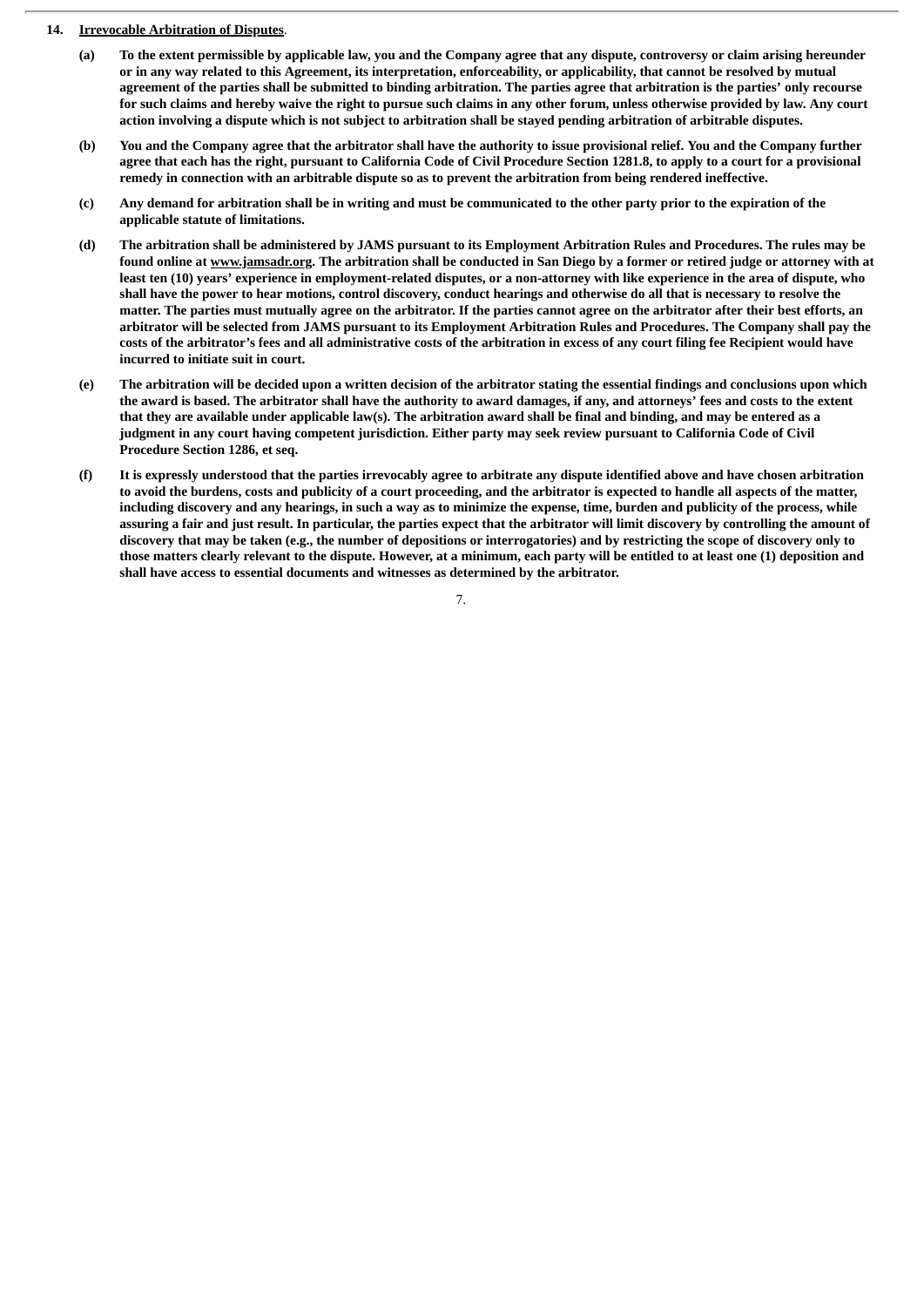**14. <u>Irrevocable Arbitration of Disputes</u>.**

**(a) To the extent permissible by applicable law, you and the Company agree that any dispute, controversy or claim arising hereunder or in any way related to this Agreement, its interpretation, enforceability, or applicability, that cannot be resolved by mutual agreement of the parties shall be submitted to binding arbitration. The parties agree that arbitration is the parties' only recourse for such claims and hereby waive the right to pursue such claims in any other forum, unless otherwise provided by law. Any court action involving a dispute which is not subject to arbitration shall be stayed pending arbitration of arbitrable disputes.**

**(b) You and the Company agree that the arbitrator shall have the authority to issue provisional relief. You and the Company further agree that each has the right, pursuant to California Code of Civil Procedure Section 1281.8, to apply to a court for a provisional remedy in connection with an arbitrable dispute so as to prevent the arbitration from being rendered ineffective.**

**(c) Any demand for arbitration shall be in writing and must be communicated to the other party prior to the expiration of the applicable statute of limitations.**

**(d) The arbitration shall be administered by JAMS pursuant to its Employment Arbitration Rules and Procedures. The rules may be found online at <u>www.jamsadr.org</u>. The arbitration shall be conducted in San Diego by a former or retired judge or attorney with at least ten (10) years' experience in employment-related disputes, or a non-attorney with like experience in the area of dispute, who shall have the power to hear motions, control discovery, conduct hearings and otherwise do all that is necessary to resolve the matter. The parties must mutually agree on the arbitrator. If the parties cannot agree on the arbitrator after their best efforts, an arbitrator will be selected from JAMS pursuant to its Employment Arbitration Rules and Procedures. The Company shall pay the costs of the arbitrator's fees and all administrative costs of the arbitration in excess of any court filing fee Recipient would have incurred to initiate suit in court.**

**(e) The arbitration will be decided upon a written decision of the arbitrator stating the essential findings and conclusions upon which the award is based. The arbitrator shall have the authority to award damages, if any, and attorneys' fees and costs to the extent that they are available under applicable law(s). The arbitration award shall be final and binding, and may be entered as a judgment in any court having competent jurisdiction. Either party may seek review pursuant to California Code of Civil Procedure Section 1286, et seq.**

**(f) It is expressly understood that the parties irrevocably agree to arbitrate any dispute identified above and have chosen arbitration to avoid the burdens, costs and publicity of a court proceeding, and the arbitrator is expected to handle all aspects of the matter, including discovery and any hearings, in such a way as to minimize the expense, time, burden and publicity of the process, while assuring a fair and just result. In particular, the parties expect that the arbitrator will limit discovery by controlling the amount of discovery that may be taken (e.g., the number of depositions or interrogatories) and by restricting the scope of discovery only to those matters clearly relevant to the dispute. However, at a minimum, each party will be entitled to at least one (1) deposition and shall have access to essential documents and witnesses as determined by the arbitrator.**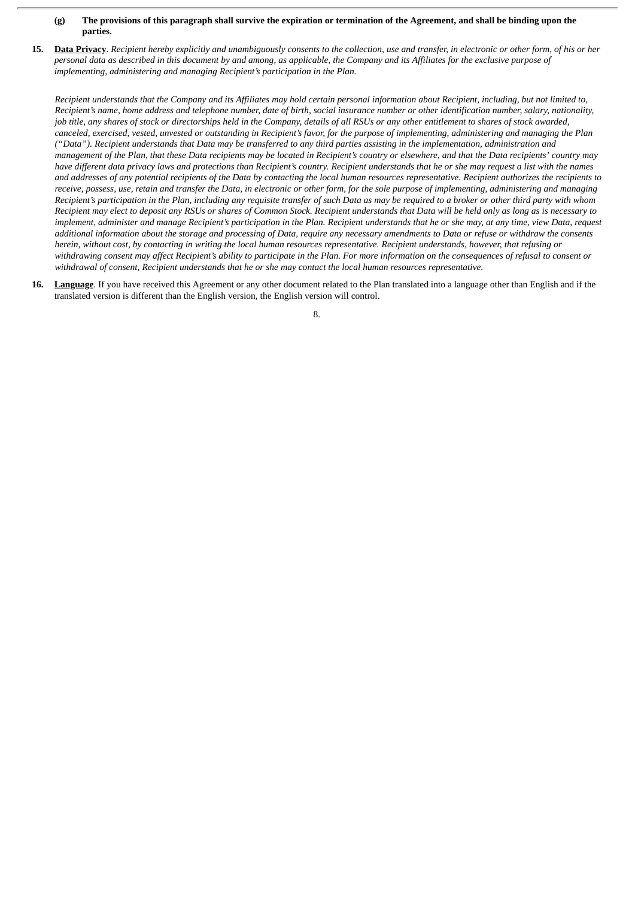(g) **The provisions of this paragraph shall survive the expiration or termination of the Agreement, and shall be binding upon the parties.**

15. **Data Privacy**. *Recipient hereby explicitly and unambiguously consents to the collection, use and transfer, in electronic or other form, of his or her personal data as described in this document by and among, as applicable, the Company and its Affiliates for the exclusive purpose of implementing, administering and managing Recipient's participation in the Plan.*

*Recipient understands that the Company and its Affiliates may hold certain personal information about Recipient, including, but not limited to, Recipient's name, home address and telephone number, date of birth, social insurance number or other identification number, salary, nationality, job title, any shares of stock or directorships held in the Company, details of all RSUs or any other entitlement to shares of stock awarded, canceled, exercised, vested, unvested or outstanding in Recipient's favor, for the purpose of implementing, administering and managing the Plan ("Data"). Recipient understands that Data may be transferred to any third parties assisting in the implementation, administration and management of the Plan, that these Data recipients may be located in Recipient's country or elsewhere, and that the Data recipients' country may have different data privacy laws and protections than Recipient's country. Recipient understands that he or she may request a list with the names and addresses of any potential recipients of the Data by contacting the local human resources representative. Recipient authorizes the recipients to receive, possess, use, retain and transfer the Data, in electronic or other form, for the sole purpose of implementing, administering and managing Recipient's participation in the Plan, including any requisite transfer of such Data as may be required to a broker or other third party with whom Recipient may elect to deposit any RSUs or shares of Common Stock. Recipient understands that Data will be held only as long as is necessary to implement, administer and manage Recipient's participation in the Plan. Recipient understands that he or she may, at any time, view Data, request additional information about the storage and processing of Data, require any necessary amendments to Data or refuse or withdraw the consents herein, without cost, by contacting in writing the local human resources representative. Recipient understands, however, that refusing or withdrawing consent may affect Recipient's ability to participate in the Plan. For more information on the consequences of refusal to consent or withdrawal of consent, Recipient understands that he or she may contact the local human resources representative.*

16. **Language**. If you have received this Agreement or any other document related to the Plan translated into a language other than English and if the translated version is different than the English version, the English version will control.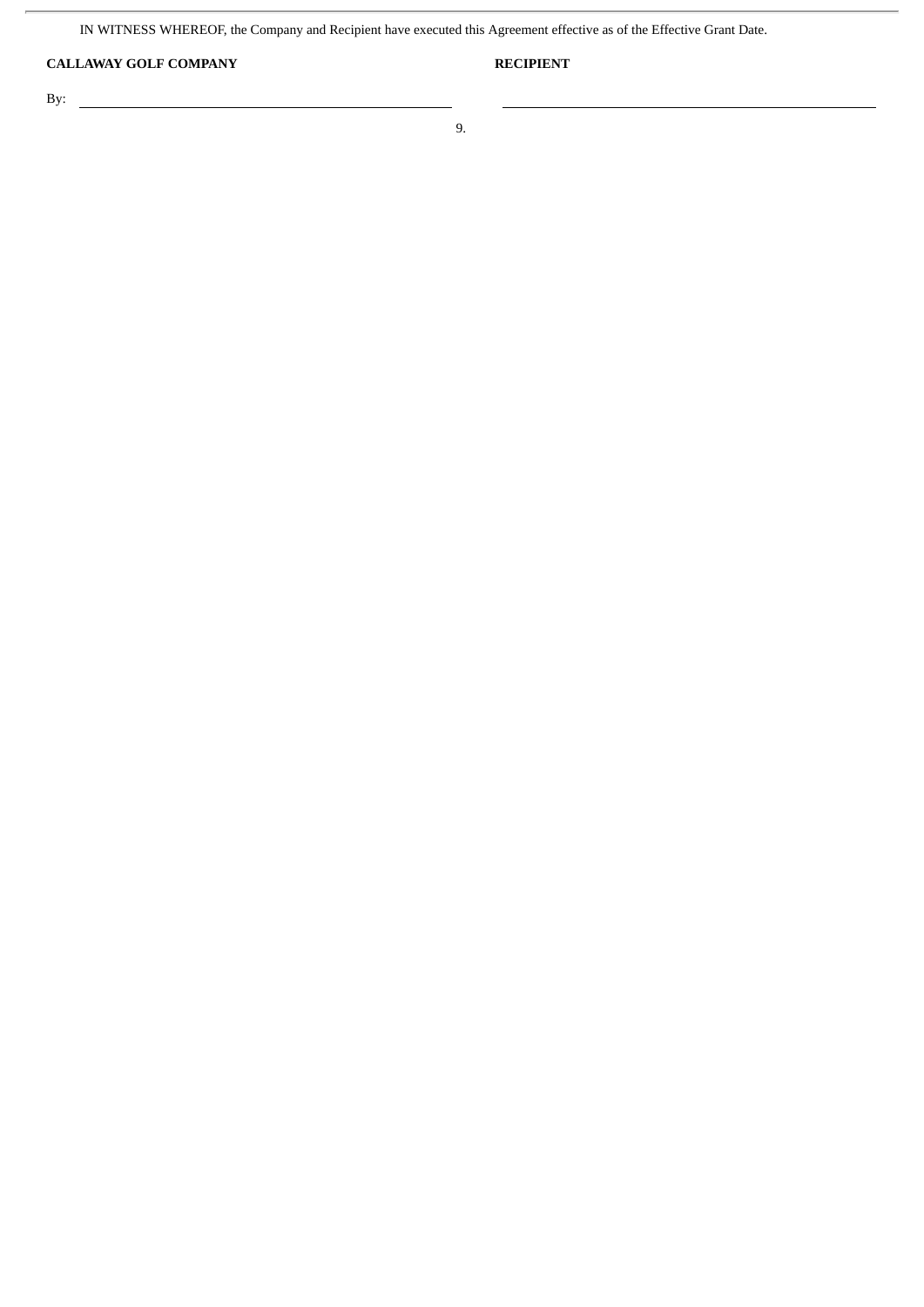IN WITNESS WHEREOF, the Company and Recipient have executed this Agreement effective as of the Effective Grant Date.

| **CALLAWAY GOLF COMPANY** | **RECIPIENT** |
| --- | --- |
| By: \_\_\_\_\_\_\_\_\_\_\_\_\_\_\_\_\_\_\_\_\_\_\_\_\_\_\_\_\_\_ | \_\_\_\_\_\_\_\_\_\_\_\_\_\_\_\_\_\_\_\_\_\_\_\_\_\_\_\_\_\_ |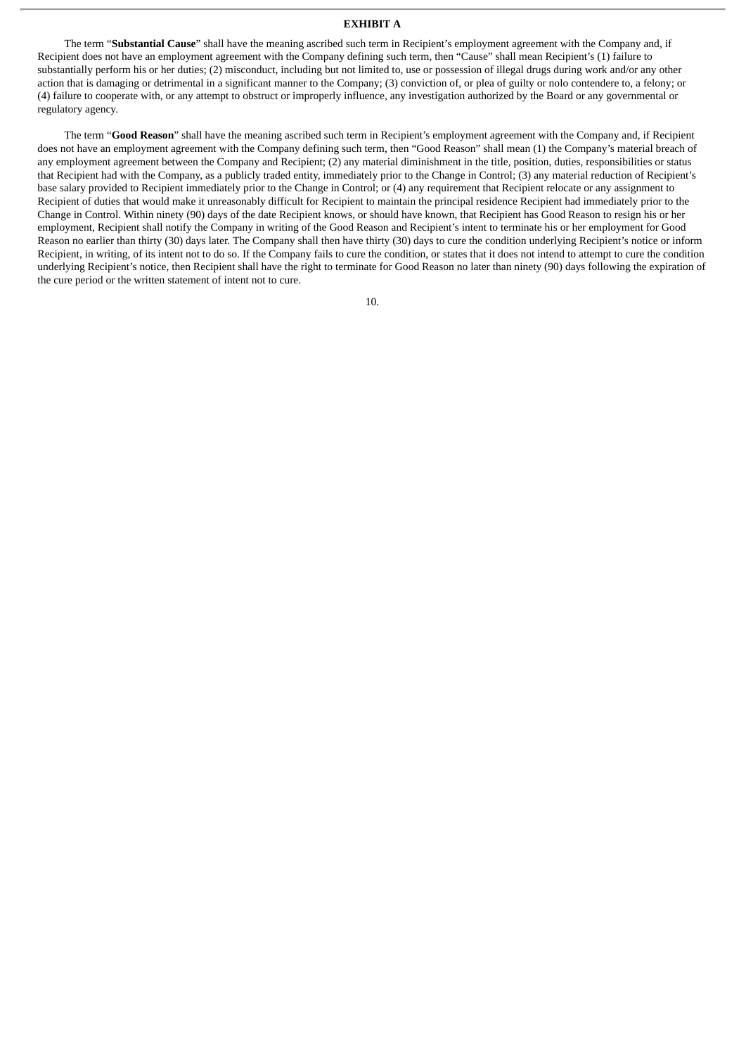# EXHIBIT A

The term "**Substantial Cause**" shall have the meaning ascribed such term in Recipient's employment agreement with the Company and, if Recipient does not have an employment agreement with the Company defining such term, then "Cause" shall mean Recipient's (1) failure to substantially perform his or her duties; (2) misconduct, including but not limited to, use or possession of illegal drugs during work and/or any other action that is damaging or detrimental in a significant manner to the Company; (3) conviction of, or plea of guilty or nolo contendere to, a felony; or (4) failure to cooperate with, or any attempt to obstruct or improperly influence, any investigation authorized by the Board or any governmental or regulatory agency.

The term "**Good Reason**" shall have the meaning ascribed such term in Recipient's employment agreement with the Company and, if Recipient does not have an employment agreement with the Company defining such term, then "Good Reason" shall mean (1) the Company's material breach of any employment agreement between the Company and Recipient; (2) any material diminishment in the title, position, duties, responsibilities or status that Recipient had with the Company, as a publicly traded entity, immediately prior to the Change in Control; (3) any material reduction of Recipient's base salary provided to Recipient immediately prior to the Change in Control; or (4) any requirement that Recipient relocate or any assignment to Recipient of duties that would make it unreasonably difficult for Recipient to maintain the principal residence Recipient had immediately prior to the Change in Control. Within ninety (90) days of the date Recipient knows, or should have known, that Recipient has Good Reason to resign his or her employment, Recipient shall notify the Company in writing of the Good Reason and Recipient's intent to terminate his or her employment for Good Reason no earlier than thirty (30) days later. The Company shall then have thirty (30) days to cure the condition underlying Recipient's notice or inform Recipient, in writing, of its intent not to do so. If the Company fails to cure the condition, or states that it does not intend to attempt to cure the condition underlying Recipient's notice, then Recipient shall have the right to terminate for Good Reason no later than ninety (90) days following the expiration of the cure period or the written statement of intent not to cure.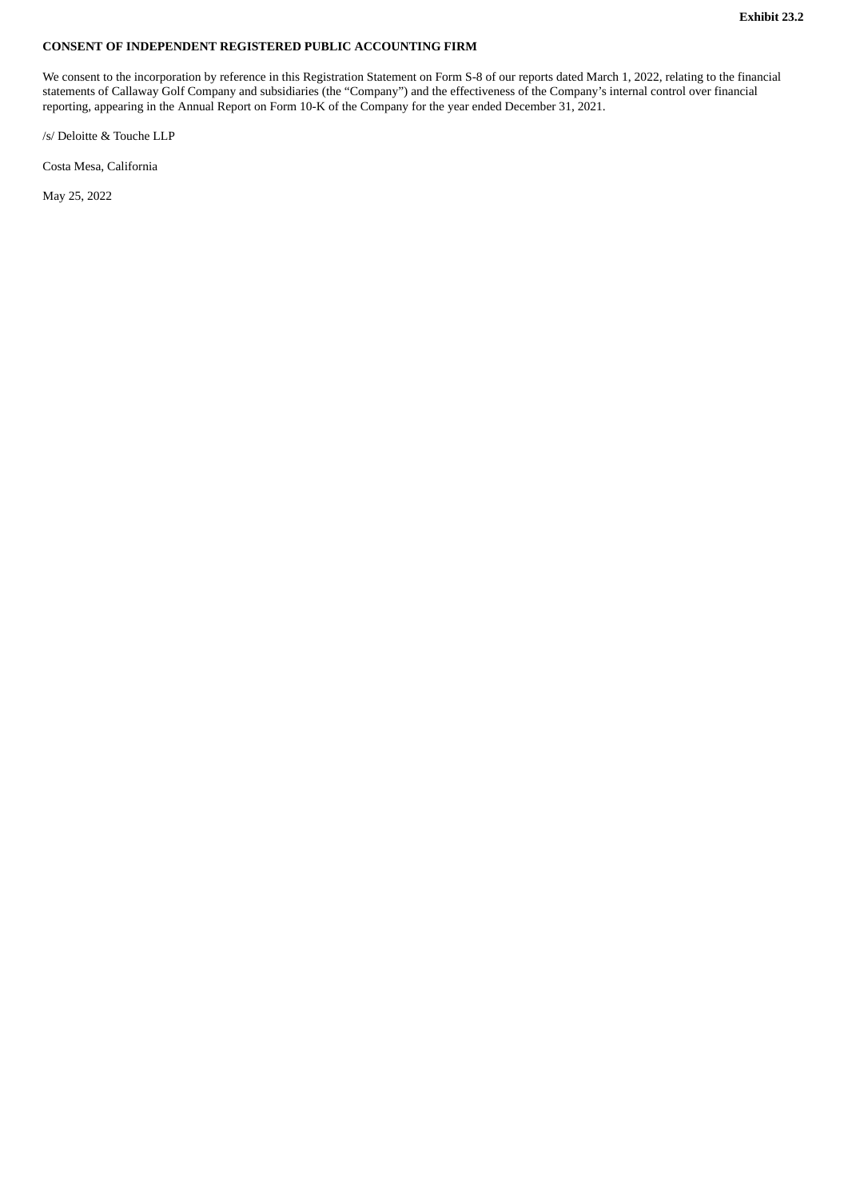**Exhibit 23.2**

**CONSENT OF INDEPENDENT REGISTERED PUBLIC ACCOUNTING FIRM**

We consent to the incorporation by reference in this Registration Statement on Form S-8 of our reports dated March 1, 2022, relating to the financial statements of Callaway Golf Company and subsidiaries (the "Company") and the effectiveness of the Company's internal control over financial reporting, appearing in the Annual Report on Form 10-K of the Company for the year ended December 31, 2021.

/s/ Deloitte & Touche LLP

Costa Mesa, California

May 25, 2022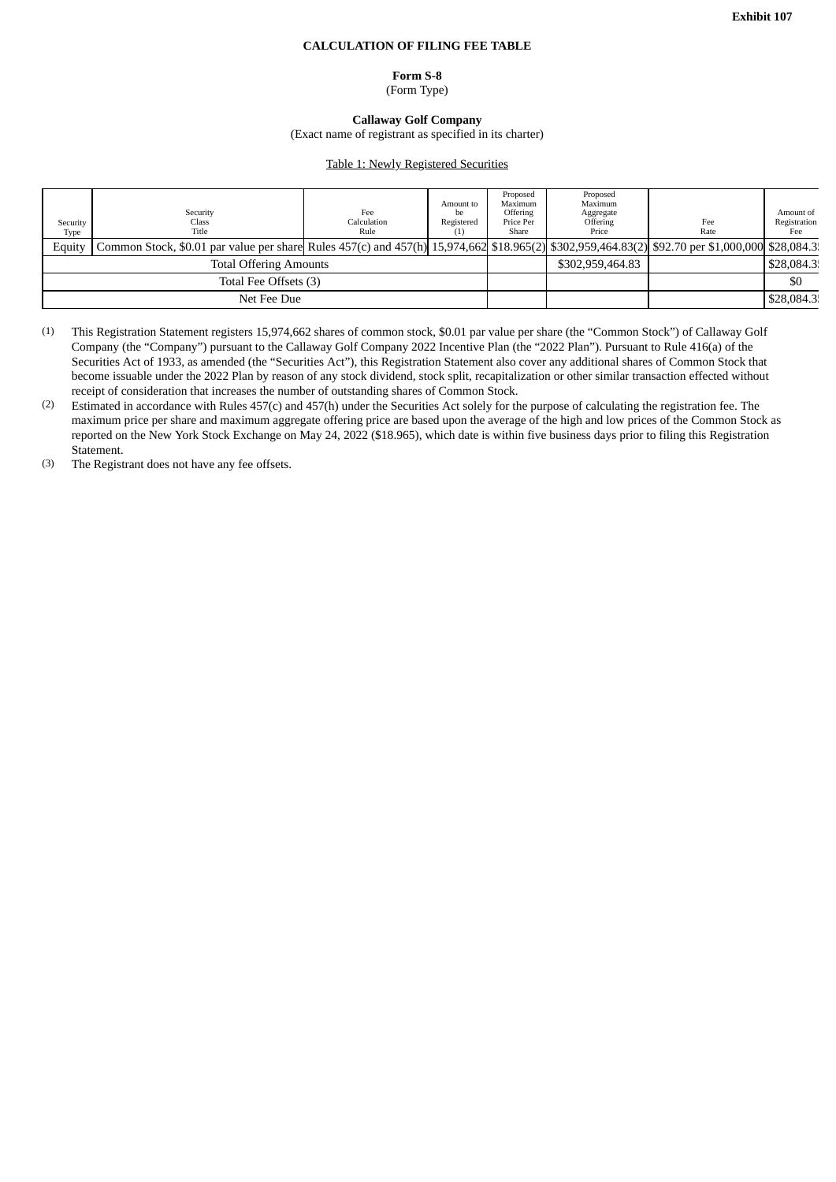Exhibit 107

**CALCULATION OF FILING FEE TABLE**

**Form S-8**
(Form Type)

**Callaway Golf Company**
(Exact name of registrant as specified in its charter)

Table 1: Newly Registered Securities

| Security Type | Security Class Title | Fee Calculation Rule | Amount to be Registered (1) | Proposed Maximum Offering Price Per Share | Proposed Maximum Aggregate Offering Price | Fee Rate | Amount of Registration Fee |
|---|---|---|---|---|---|---|---|
| Equity | Common Stock, $0.01 par value per share | Rules 457(c) and 457(h) | 15,974,662 | $18.965(2) | $302,959,464.83(2) | $92.70 per $1,000,000 | $28,084.35 |
| Total Offering Amounts | | | | | $302,959,464.83 | | $28,084.35 |
| Total Fee Offsets (3) | | | | | | | $0 |
| Net Fee Due | | | | | | | $28,084.35 |

(1) This Registration Statement registers 15,974,662 shares of common stock, $0.01 par value per share (the "Common Stock") of Callaway Golf Company (the "Company") pursuant to the Callaway Golf Company 2022 Incentive Plan (the "2022 Plan"). Pursuant to Rule 416(a) of the Securities Act of 1933, as amended (the "Securities Act"), this Registration Statement also cover any additional shares of Common Stock that become issuable under the 2022 Plan by reason of any stock dividend, stock split, recapitalization or other similar transaction effected without receipt of consideration that increases the number of outstanding shares of Common Stock.

(2) Estimated in accordance with Rules 457(c) and 457(h) under the Securities Act solely for the purpose of calculating the registration fee. The maximum price per share and maximum aggregate offering price are based upon the average of the high and low prices of the Common Stock as reported on the New York Stock Exchange on May 24, 2022 ($18.965), which date is within five business days prior to filing this Registration Statement.

(3) The Registrant does not have any fee offsets.